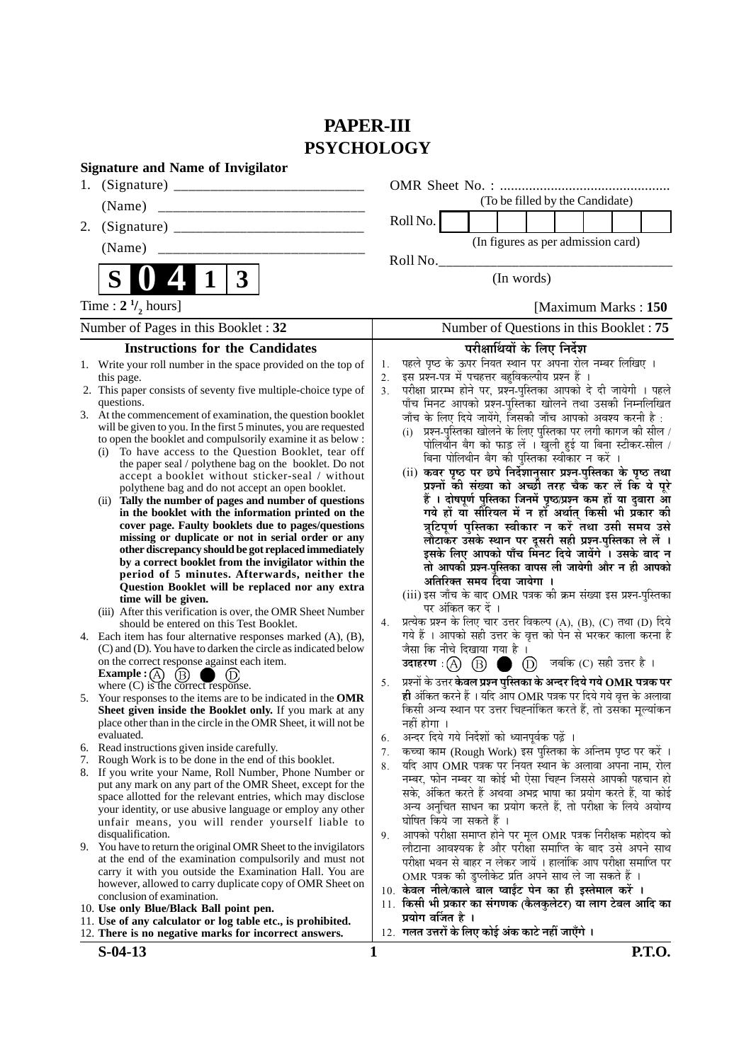# PAPER-III
# PSYCHOLOGY

**Signature and Name of Invigilator**

1. (Signature) __________________________

   (Name) __________________________

2. (Signature) __________________________

   (Name) __________________________

OMR Sheet No. : ...............................................

(To be filled by the Candidate)

Roll No. | | | | | | | | |

(In figures as per admission card)

Roll No.__________________________________

(In words)

**S 0 4 1 3**

Time : $2\,^1/_2$ hours] [Maximum Marks : 150

Number of Pages in this Booklet : 32

Number of Questions in this Booklet : 75

## Instructions for the Candidates

1. Write your roll number in the space provided on the top of this page.
2. This paper consists of seventy five multiple-choice type of questions.
3. At the commencement of examination, the question booklet will be given to you. In the first 5 minutes, you are requested to open the booklet and compulsorily examine it as below :
   (i) To have access to the Question Booklet, tear off the paper seal / polythene bag on the booklet. Do not accept a booklet without sticker-seal / without polythene bag and do not accept an open booklet.
   (ii) **Tally the number of pages and number of questions in the booklet with the information printed on the cover page. Faulty booklets due to pages/questions missing or duplicate or not in serial order or any other discrepancy should be got replaced immediately by a correct booklet from the invigilator within the period of 5 minutes. Afterwards, neither the Question Booklet will be replaced nor any extra time will be given.**
   (iii) After this verification is over, the OMR Sheet Number should be entered on this Test Booklet.
4. Each item has four alternative responses marked (A), (B), (C) and (D). You have to darken the circle as indicated below on the correct response against each item.
   **Example :** (A) (B) ● (D)
   where (C) is the correct response.
5. Your responses to the items are to be indicated in the **OMR Sheet given inside the Booklet only.** If you mark at any place other than in the circle in the OMR Sheet, it will not be evaluated.
6. Read instructions given inside carefully.
7. Rough Work is to be done in the end of this booklet.
8. If you write your Name, Roll Number, Phone Number or put any mark on any part of the OMR Sheet, except for the space allotted for the relevant entries, which may disclose your identity, or use abusive language or employ any other unfair means, you will render yourself liable to disqualification.
9. You have to return the original OMR Sheet to the invigilators at the end of the examination compulsorily and must not carry it with you outside the Examination Hall. You are however, allowed to carry duplicate copy of OMR Sheet on conclusion of examination.
10. **Use only Blue/Black Ball point pen.**
11. **Use of any calculator or log table etc., is prohibited.**
12. **There is no negative marks for incorrect answers.**

## परीक्षार्थियों के लिए निर्देश

1. पहले पृष्ठ के ऊपर नियत स्थान पर अपना रोल नम्बर लिखिए ।
2. इस प्रश्न-पत्र में पचहत्तर बहुविकल्पीय प्रश्न हैं ।
3. परीक्षा प्रारम्भ होने पर, प्रश्न-पुस्तिका आपको दे दी जायेगी । पहले पाँच मिनट आपको प्रश्न-पुस्तिका खोलने तथा उसकी निम्नलिखित जाँच के लिए दिये जायेंगे, जिसकी जाँच आपको अवश्य करनी है :
   (i) प्रश्न-पुस्तिका खोलने के लिए पुस्तिका पर लगी कागज की सील / पोलिथीन बैग को फाड़ लें । खुली हुई या बिना स्टीकर-सील / बिना पोलिथीन बैग की पुस्तिका स्वीकार न करें ।
   (ii) **कवर पृष्ठ पर छपे निर्देशानुसार प्रश्न-पुस्तिका के पृष्ठ तथा प्रश्नों की संख्या को अच्छी तरह चैक कर लें कि ये पूरे हैं । दोषपूर्ण पुस्तिका जिनमें पृष्ठ/प्रश्न कम हों या दुबारा आ गये हों या सीरियल में न हों अर्थात् किसी भी प्रकार की त्रुटिपूर्ण पुस्तिका स्वीकार न करें तथा उसी समय उसे लौटाकर उसके स्थान पर दूसरी सही प्रश्न-पुस्तिका ले लें । इसके लिए आपको पाँच मिनट दिये जायेंगे । उसके बाद न तो आपकी प्रश्न-पुस्तिका वापस ली जायेगी और न ही आपको अतिरिक्त समय दिया जायेगा ।**
   (iii) इस जाँच के बाद OMR पत्रक की क्रम संख्या इस प्रश्न-पुस्तिका पर अंकित कर दें ।
4. प्रत्येक प्रश्न के लिए चार उत्तर विकल्प (A), (B), (C) तथा (D) दिये गये हैं । आपको सही उत्तर के वृत्त को पेन से भरकर काला करना है जैसा कि नीचे दिखाया गया है ।
   **उदाहरण :** (A) (B) ● (D) जबकि (C) सही उत्तर है ।
5. प्रश्नों के उत्तर **केवल प्रश्न पुस्तिका के अन्दर दिये गये OMR पत्रक पर ही** अंकित करने हैं । यदि आप OMR पत्रक पर दिये गये वृत्त के अलावा किसी अन्य स्थान पर उत्तर चिह्नांकित करते हैं, तो उसका मूल्यांकन नहीं होगा ।
6. अन्दर दिये गये निर्देशों को ध्यानपूर्वक पढ़ें ।
7. कच्चा काम (Rough Work) इस पुस्तिका के अन्तिम पृष्ठ पर करें ।
8. यदि आप OMR पत्रक पर नियत स्थान के अलावा अपना नाम, रोल नम्बर, फोन नम्बर या कोई भी ऐसा चिह्न जिससे आपकी पहचान हो सके, अंकित करते हैं अथवा अभद्र भाषा का प्रयोग करते हैं, या कोई अन्य अनुचित साधन का प्रयोग करते हैं, तो परीक्षा के लिये अयोग्य घोषित किये जा सकते हैं ।
9. आपको परीक्षा समाप्त होने पर मूल OMR पत्रक निरीक्षक महोदय को लौटाना आवश्यक है और परीक्षा समाप्ति के बाद उसे अपने साथ परीक्षा भवन से बाहर न लेकर जायें । हालांकि आप परीक्षा समाप्ति पर OMR पत्रक की डुप्लीकेट प्रति अपने साथ ले जा सकते हैं ।
10. **केवल नीले/काले बाल प्वाईंट पेन का ही इस्तेमाल करें ।**
11. **किसी भी प्रकार का संगणक (कैलकुलेटर) या लाग टेबल आदि का प्रयोग वर्जित है ।**
12. **गलत उत्तरों के लिए कोई अंक काटे नहीं जाएँगे ।**

S-04-13 P.T.O.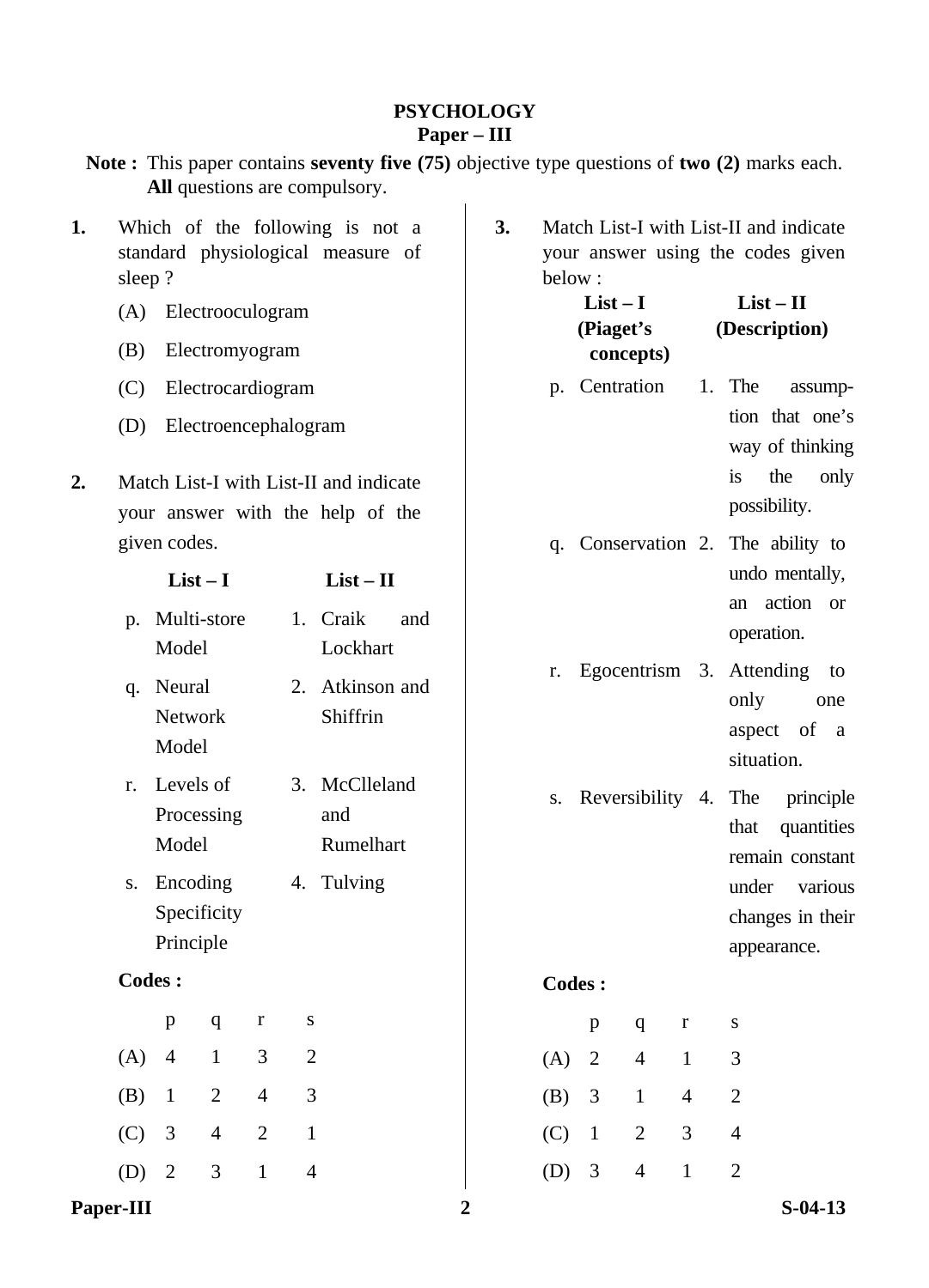# PSYCHOLOGY
## Paper – III

**Note :** This paper contains **seventy five (75)** objective type questions of **two (2)** marks each. **All** questions are compulsory.

**1.** Which of the following is not a standard physiological measure of sleep ?

(A) Electrooculogram

(B) Electromyogram

(C) Electrocardiogram

(D) Electroencephalogram

**2.** Match List-I with List-II and indicate your answer with the help of the given codes.

| | List – I | | List – II |
|---|---|---|---|
| p. | Multi-store Model | 1. | Craik and Lockhart |
| q. | Neural Network Model | 2. | Atkinson and Shiffrin |
| r. | Levels of Processing Model | 3. | McClleland and Rumelhart |
| s. | Encoding Specificity Principle | 4. | Tulving |

**Codes :**

| | p | q | r | s |
|---|---|---|---|---|
| (A) | 4 | 1 | 3 | 2 |
| (B) | 1 | 2 | 4 | 3 |
| (C) | 3 | 4 | 2 | 1 |
| (D) | 2 | 3 | 1 | 4 |

**3.** Match List-I with List-II and indicate your answer using the codes given below :

| | List – I (Piaget's concepts) | | List – II (Description) |
|---|---|---|---|
| p. | Centration | 1. | The assumption that one's way of thinking is the only possibility. |
| q. | Conservation | 2. | The ability to undo mentally, an action or operation. |
| r. | Egocentrism | 3. | Attending to only one aspect of a situation. |
| s. | Reversibility | 4. | The principle that quantities remain constant under various changes in their appearance. |

**Codes :**

| | p | q | r | s |
|---|---|---|---|---|
| (A) | 2 | 4 | 1 | 3 |
| (B) | 3 | 1 | 4 | 2 |
| (C) | 1 | 2 | 3 | 4 |
| (D) | 3 | 4 | 1 | 2 |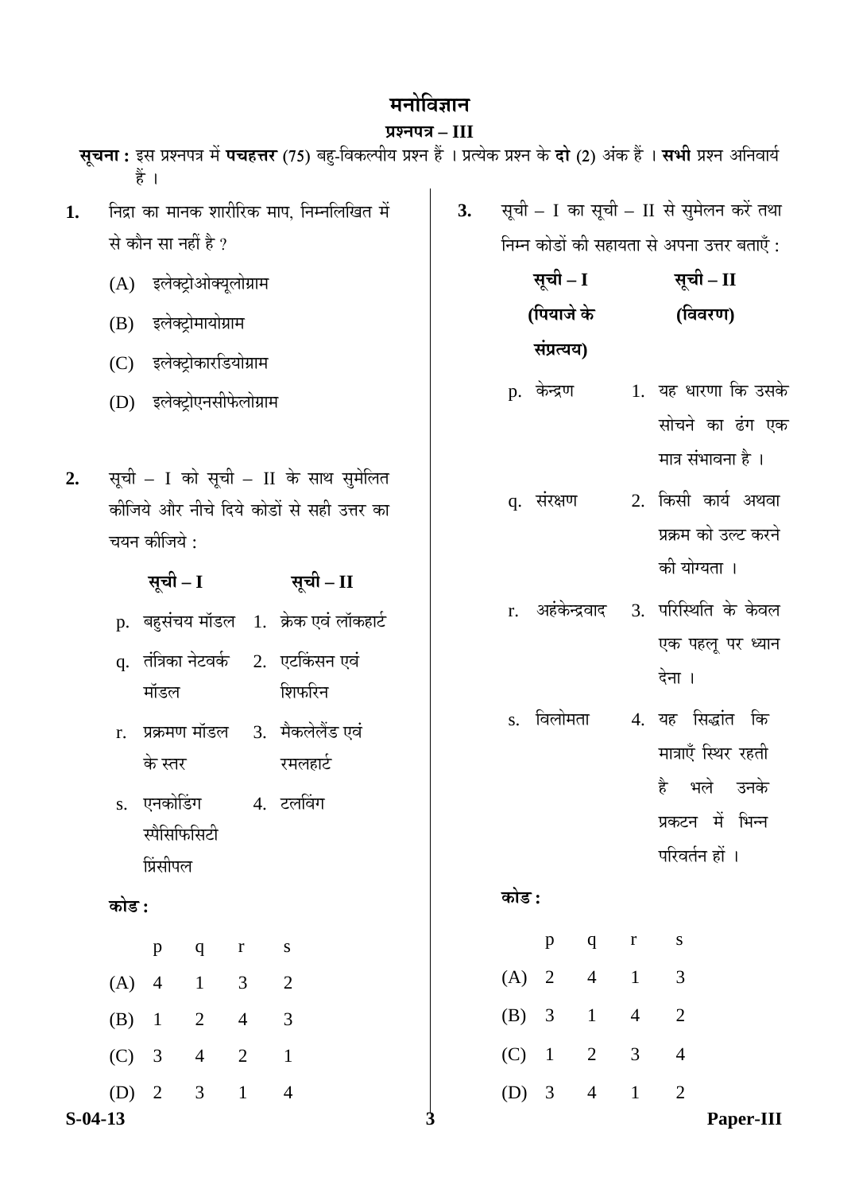# मनोविज्ञान

## प्रश्नपत्र – III

**सूचना :** इस प्रश्नपत्र में **पचहत्तर** (75) बहु-विकल्पीय प्रश्न हैं । प्रत्येक प्रश्न के **दो** (2) अंक हैं । **सभी** प्रश्न अनिवार्य हैं ।

**1.** निद्रा का मानक शारीरिक माप, निम्नलिखित में से कौन सा नहीं है ?

(A) इलेक्ट्रोओक्यूलोग्राम

(B) इलेक्ट्रोमायोग्राम

(C) इलेक्ट्रोकारडियोग्राम

(D) इलेक्ट्रोएनसीफेलोग्राम

**2.** सूची – I को सूची – II के साथ सुमेलित कीजिये और नीचे दिये कोडों से सही उत्तर का चयन कीजिये :

| | सूची – I | | सूची – II |
|---|---|---|---|
| p. | बहुसंचय मॉडल | 1. | क्रेक एवं लॉकहार्ट |
| q. | तंत्रिका नेटवर्क मॉडल | 2. | एटकिंसन एवं शिफरिन |
| r. | प्रक्रमण मॉडल के स्तर | 3. | मैकलेलैंड एवं रमलहार्ट |
| s. | एनकोडिंग स्पैसिफिसिटी प्रिंसीपल | 4. | टलविंग |

**कोड :**

| | p | q | r | s |
|---|---|---|---|---|
| (A) | 4 | 1 | 3 | 2 |
| (B) | 1 | 2 | 4 | 3 |
| (C) | 3 | 4 | 2 | 1 |
| (D) | 2 | 3 | 1 | 4 |

**3.** सूची – I का सूची – II से सुमेलन करें तथा निम्न कोडों की सहायता से अपना उत्तर बताएँ :

| | सूची – I (पियाजे के संप्रत्यय) | | सूची – II (विवरण) |
|---|---|---|---|
| p. | केन्द्रण | 1. | यह धारणा कि उसके सोचने का ढंग एक मात्र संभावना है । |
| q. | संरक्षण | 2. | किसी कार्य अथवा प्रक्रम को उल्ट करने की योग्यता । |
| r. | अहंकेन्द्रवाद | 3. | परिस्थिति के केवल एक पहलू पर ध्यान देना । |
| s. | विलोमता | 4. | यह सिद्धांत कि मात्राएँ स्थिर रहती है भले उनके प्रकटन में भिन्न परिवर्तन हों । |

**कोड :**

| | p | q | r | s |
|---|---|---|---|---|
| (A) | 2 | 4 | 1 | 3 |
| (B) | 3 | 1 | 4 | 2 |
| (C) | 1 | 2 | 3 | 4 |
| (D) | 3 | 4 | 1 | 2 |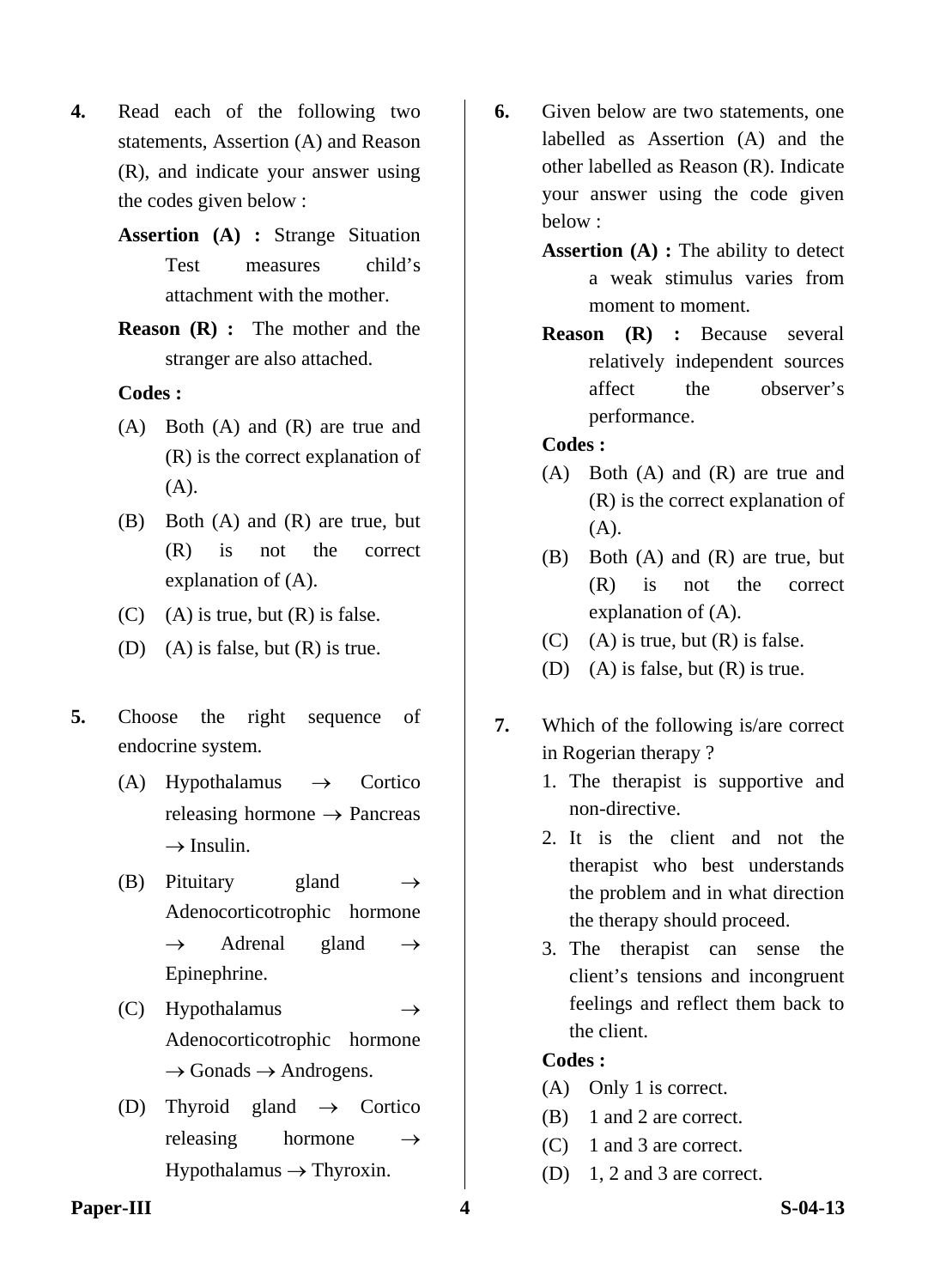**4.** Read each of the following two statements, Assertion (A) and Reason (R), and indicate your answer using the codes given below :

**Assertion (A) :** Strange Situation Test measures child's attachment with the mother.

**Reason (R) :** The mother and the stranger are also attached.

**Codes :**

(A) Both (A) and (R) are true and (R) is the correct explanation of (A).

(B) Both (A) and (R) are true, but (R) is not the correct explanation of (A).

(C) (A) is true, but (R) is false.

(D) (A) is false, but (R) is true.

**5.** Choose the right sequence of endocrine system.

(A) Hypothalamus → Cortico releasing hormone → Pancreas → Insulin.

(B) Pituitary gland → Adenocorticotrophic hormone → Adrenal gland → Epinephrine.

(C) Hypothalamus → Adenocorticotrophic hormone → Gonads → Androgens.

(D) Thyroid gland → Cortico releasing hormone → Hypothalamus → Thyroxin.

**6.** Given below are two statements, one labelled as Assertion (A) and the other labelled as Reason (R). Indicate your answer using the code given below :

**Assertion (A) :** The ability to detect a weak stimulus varies from moment to moment.

**Reason (R) :** Because several relatively independent sources affect the observer's performance.

**Codes :**

(A) Both (A) and (R) are true and (R) is the correct explanation of (A).

(B) Both (A) and (R) are true, but (R) is not the correct explanation of (A).

(C) (A) is true, but (R) is false.

(D) (A) is false, but (R) is true.

**7.** Which of the following is/are correct in Rogerian therapy ?

1. The therapist is supportive and non-directive.
2. It is the client and not the therapist who best understands the problem and in what direction the therapy should proceed.
3. The therapist can sense the client's tensions and incongruent feelings and reflect them back to the client.

**Codes :**

(A) Only 1 is correct.

(B) 1 and 2 are correct.

(C) 1 and 3 are correct.

(D) 1, 2 and 3 are correct.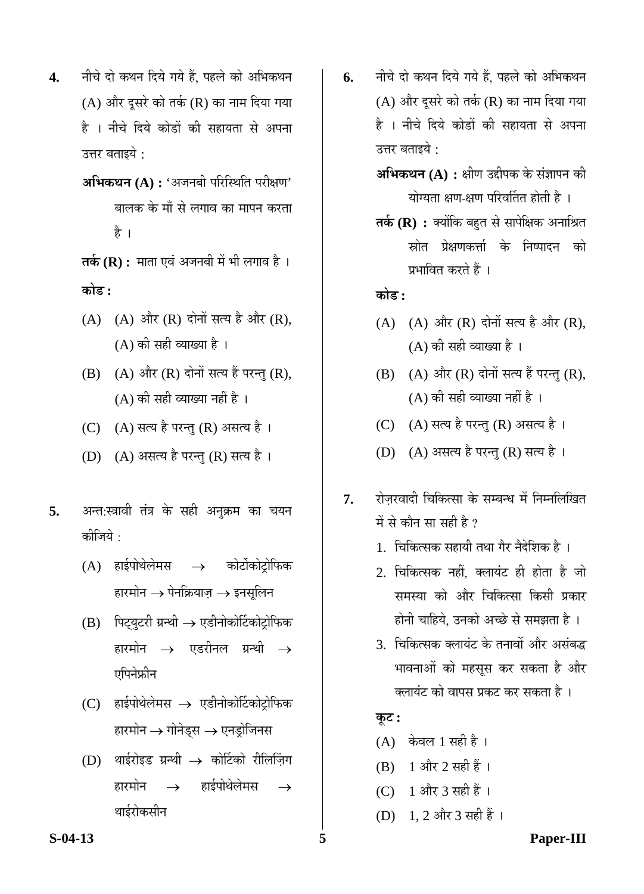**4.** नीचे दो कथन दिये गये हैं, पहले को अभिकथन (A) और दूसरे को तर्क (R) का नाम दिया गया है । नीचे दिये कोडों की सहायता से अपना उत्तर बताइये :

**अभिकथन (A) :** 'अजनबी परिस्थिति परीक्षण' बालक के माँ से लगाव का मापन करता है ।

**तर्क (R) :** माता एवं अजनबी में भी लगाव है ।

**कोड :**

(A) (A) और (R) दोनों सत्य है और (R), (A) की सही व्याख्या है ।

(B) (A) और (R) दोनों सत्य हैं परन्तु (R), (A) की सही व्याख्या नहीं है ।

(C) (A) सत्य है परन्तु (R) असत्य है ।

(D) (A) असत्य है परन्तु (R) सत्य है ।

**5.** अन्त:स्त्रावी तंत्र के सही अनुक्रम का चयन कीजिये :

(A) हाईपोथेलेमस $\rightarrow$ कोर्टोकोट्रोफिक हारमोन $\rightarrow$ पेनक्रियाज़ $\rightarrow$ इनसूलिन

(B) पिट्युटरी ग्रन्थी $\rightarrow$ एडीनोकोर्टिकोट्रोफिक हारमोन $\rightarrow$ एडरीनल ग्रन्थी $\rightarrow$ एपिनेफ्रीन

(C) हाईपोथेलेमस $\rightarrow$ एडीनोकोर्टिकोट्रोफिक हारमोन $\rightarrow$ गोनेड्स $\rightarrow$ एनड्रोजिनस

(D) थाईरोइड ग्रन्थी $\rightarrow$ कोर्टिको रीलिज़िंग हारमोन $\rightarrow$ हाईपोथेलेमस $\rightarrow$ थाईरोक्सीन

**6.** नीचे दो कथन दिये गये हैं, पहले को अभिकथन (A) और दूसरे को तर्क (R) का नाम दिया गया है । नीचे दिये कोडों की सहायता से अपना उत्तर बताइये :

**अभिकथन (A) :** क्षीण उद्दीपक के संज्ञापन की योग्यता क्षण-क्षण परिवर्तित होती है ।

**तर्क (R) :** क्योंकि बहुत से सापेक्षिक अनाश्रित स्रोत प्रेक्षणकर्त्ता के निष्पादन को प्रभावित करते हैं ।

**कोड :**

(A) (A) और (R) दोनों सत्य है और (R), (A) की सही व्याख्या है ।

(B) (A) और (R) दोनों सत्य हैं परन्तु (R), (A) की सही व्याख्या नहीं है ।

(C) (A) सत्य है परन्तु (R) असत्य है ।

(D) (A) असत्य है परन्तु (R) सत्य है ।

**7.** रोज़रवादी चिकित्सा के सम्बन्ध में निम्नलिखित में से कौन सा सही है ?

1. चिकित्सक सहायी तथा गैर नैदेशिक है ।
2. चिकित्सक नहीं, क्लायंट ही होता है जो समस्या को और चिकित्सा किसी प्रकार होनी चाहिये, उनको अच्छे से समझता है ।
3. चिकित्सक क्लायंट के तनावों और असंबद्ध भावनाओं को महसूस कर सकता है और क्लायंट को वापस प्रकट कर सकता है ।

**कूट :**

(A) केवल 1 सही है ।

(B) 1 और 2 सही हैं ।

(C) 1 और 3 सही हैं ।

(D) 1, 2 और 3 सही हैं ।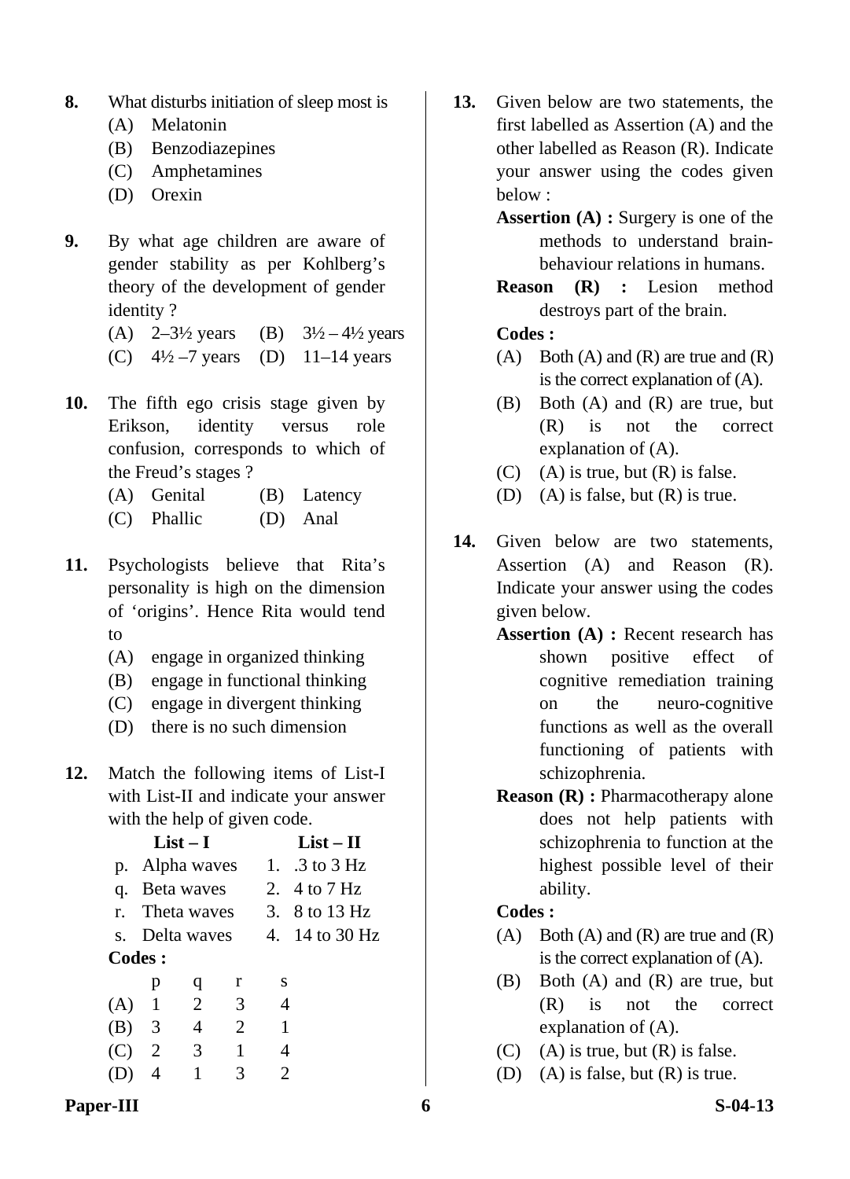**8.** What disturbs initiation of sleep most is

(A) Melatonin

(B) Benzodiazepines

(C) Amphetamines

(D) Orexin

**9.** By what age children are aware of gender stability as per Kohlberg's theory of the development of gender identity ?

(A) 2–3½ years (B) 3½ – 4½ years

(C) 4½ –7 years (D) 11–14 years

**10.** The fifth ego crisis stage given by Erikson, identity versus role confusion, corresponds to which of the Freud's stages ?

(A) Genital (B) Latency

(C) Phallic (D) Anal

**11.** Psychologists believe that Rita's personality is high on the dimension of 'origins'. Hence Rita would tend to

(A) engage in organized thinking

(B) engage in functional thinking

(C) engage in divergent thinking

(D) there is no such dimension

**12.** Match the following items of List-I with List-II and indicate your answer with the help of given code.

| | List – I | | List – II |
|---|---|---|---|
| p. | Alpha waves | 1. | .3 to 3 Hz |
| q. | Beta waves | 2. | 4 to 7 Hz |
| r. | Theta waves | 3. | 8 to 13 Hz |
| s. | Delta waves | 4. | 14 to 30 Hz |

**Codes :**

| | p | q | r | s |
|---|---|---|---|---|
| (A) | 1 | 2 | 3 | 4 |
| (B) | 3 | 4 | 2 | 1 |
| (C) | 2 | 3 | 1 | 4 |
| (D) | 4 | 1 | 3 | 2 |

**13.** Given below are two statements, the first labelled as Assertion (A) and the other labelled as Reason (R). Indicate your answer using the codes given below :

**Assertion (A) :** Surgery is one of the methods to understand brain-behaviour relations in humans.

**Reason (R) :** Lesion method destroys part of the brain.

**Codes :**

(A) Both (A) and (R) are true and (R) is the correct explanation of (A).

(B) Both (A) and (R) are true, but (R) is not the correct explanation of (A).

(C) (A) is true, but (R) is false.

(D) (A) is false, but (R) is true.

**14.** Given below are two statements, Assertion (A) and Reason (R). Indicate your answer using the codes given below.

**Assertion (A) :** Recent research has shown positive effect of cognitive remediation training on the neuro-cognitive functions as well as the overall functioning of patients with schizophrenia.

**Reason (R) :** Pharmacotherapy alone does not help patients with schizophrenia to function at the highest possible level of their ability.

**Codes :**

(A) Both (A) and (R) are true and (R) is the correct explanation of (A).

(B) Both (A) and (R) are true, but (R) is not the correct explanation of (A).

(C) (A) is true, but (R) is false.

(D) (A) is false, but (R) is true.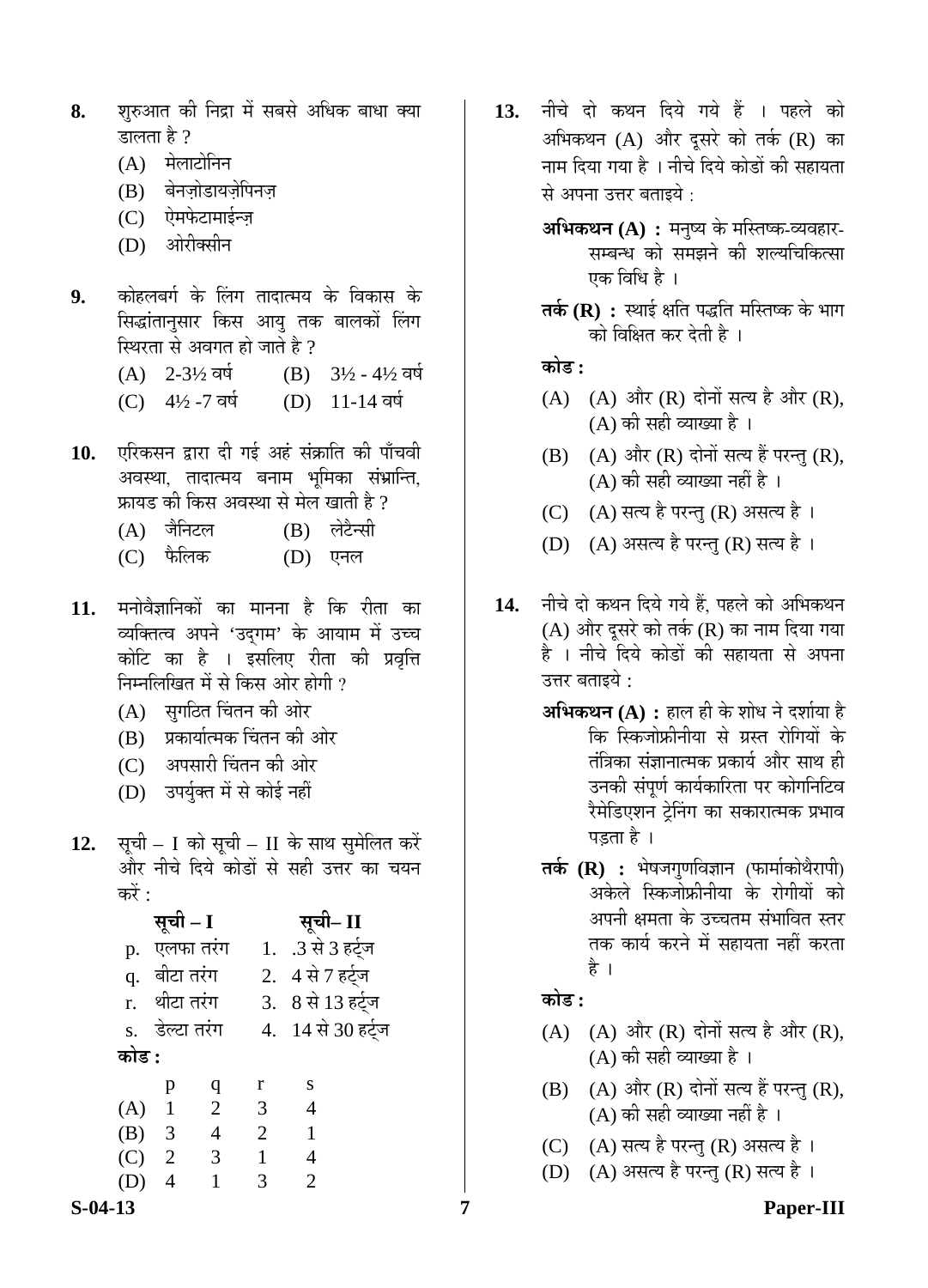**8.** शुरुआत की निद्रा में सबसे अधिक बाधा क्या डालता है ?

(A) मेलाटोनिन

(B) बेनज़ोडायज़ेपिनज़

(C) ऐमफेटामाईन्ज़

(D) ओरीक्सीन

**9.** कोहलबर्ग के लिंग तादात्मय के विकास के सिद्धांतानुसार किस आयु तक बालकों लिंग स्थिरता से अवगत हो जाते है ?

(A) 2-3½ वर्ष  (B) 3½ - 4½ वर्ष

(C) 4½ -7 वर्ष  (D) 11-14 वर्ष

**10.** एरिकसन द्वारा दी गई अहं संक्राति की पाँचवी अवस्था, तादात्मय बनाम भूमिका संभ्रान्ति, फ्रायड की किस अवस्था से मेल खाती है ?

(A) जैनिटल  (B) लेटैन्सी

(C) फैलिक  (D) एनल

**11.** मनोवैज्ञानिकों का मानना है कि रीता का व्यक्तित्व अपने 'उद्गम' के आयाम में उच्च कोटि का है । इसलिए रीता की प्रवृत्ति निम्नलिखित में से किस ओर होगी ?

(A) सुगठित चिंतन की ओर

(B) प्रकार्यात्मक चिंतन की ओर

(C) अपसारी चिंतन की ओर

(D) उपर्युक्त में से कोई नहीं

**12.** सूची – I को सूची – II के साथ सुमेलित करें और नीचे दिये कोडों से सही उत्तर का चयन करें :

| सूची – I | सूची– II |
|---|---|
| p. एलफा तरंग | 1. .3 से 3 हर्ट्ज |
| q. बीटा तरंग | 2. 4 से 7 हर्ट्ज |
| r. थीटा तरंग | 3. 8 से 13 हर्ट्ज |
| s. डेल्टा तरंग | 4. 14 से 30 हर्ट्ज |

**कोड :**

| | p | q | r | s |
|---|---|---|---|---|
| (A) | 1 | 2 | 3 | 4 |
| (B) | 3 | 4 | 2 | 1 |
| (C) | 2 | 3 | 1 | 4 |
| (D) | 4 | 1 | 3 | 2 |

**13.** नीचे दो कथन दिये गये हैं । पहले को अभिकथन (A) और दूसरे को तर्क (R) का नाम दिया गया है । नीचे दिये कोडों की सहायता से अपना उत्तर बताइये :

**अभिकथन (A) :** मनुष्य के मस्तिष्क-व्यवहार-सम्बन्ध को समझने की शल्यचिकित्सा एक विधि है ।

**तर्क (R) :** स्थाई क्षति पद्धति मस्तिष्क के भाग को विक्षित कर देती है ।

**कोड :**

(A) (A) और (R) दोनों सत्य है और (R), (A) की सही व्याख्या है ।

(B) (A) और (R) दोनों सत्य हैं परन्तु (R), (A) की सही व्याख्या नहीं है ।

(C) (A) सत्य है परन्तु (R) असत्य है ।

(D) (A) असत्य है परन्तु (R) सत्य है ।

**14.** नीचे दो कथन दिये गये हैं, पहले को अभिकथन (A) और दूसरे को तर्क (R) का नाम दिया गया है । नीचे दिये कोडों की सहायता से अपना उत्तर बताइये :

**अभिकथन (A) :** हाल ही के शोध ने दर्शाया है कि स्किजोफ्रीनीया से ग्रस्त रोगियों के तंत्रिका संज्ञानात्मक प्रकार्य और साथ ही उनकी संपूर्ण कार्यकारिता पर कोगनिटिव रैमेडिएशन ट्रेनिंग का सकारात्मक प्रभाव पड़ता है ।

**तर्क (R) :** भेषजगुणविज्ञान (फार्माकोथैरापी) अकेले स्किजोफ्रीनीया के रोगीयों को अपनी क्षमता के उच्चतम संभावित स्तर तक कार्य करने में सहायता नहीं करता है ।

**कोड :**

(A) (A) और (R) दोनों सत्य है और (R), (A) की सही व्याख्या है ।

(B) (A) और (R) दोनों सत्य हैं परन्तु (R), (A) की सही व्याख्या नहीं है ।

(C) (A) सत्य है परन्तु (R) असत्य है ।

(D) (A) असत्य है परन्तु (R) सत्य है ।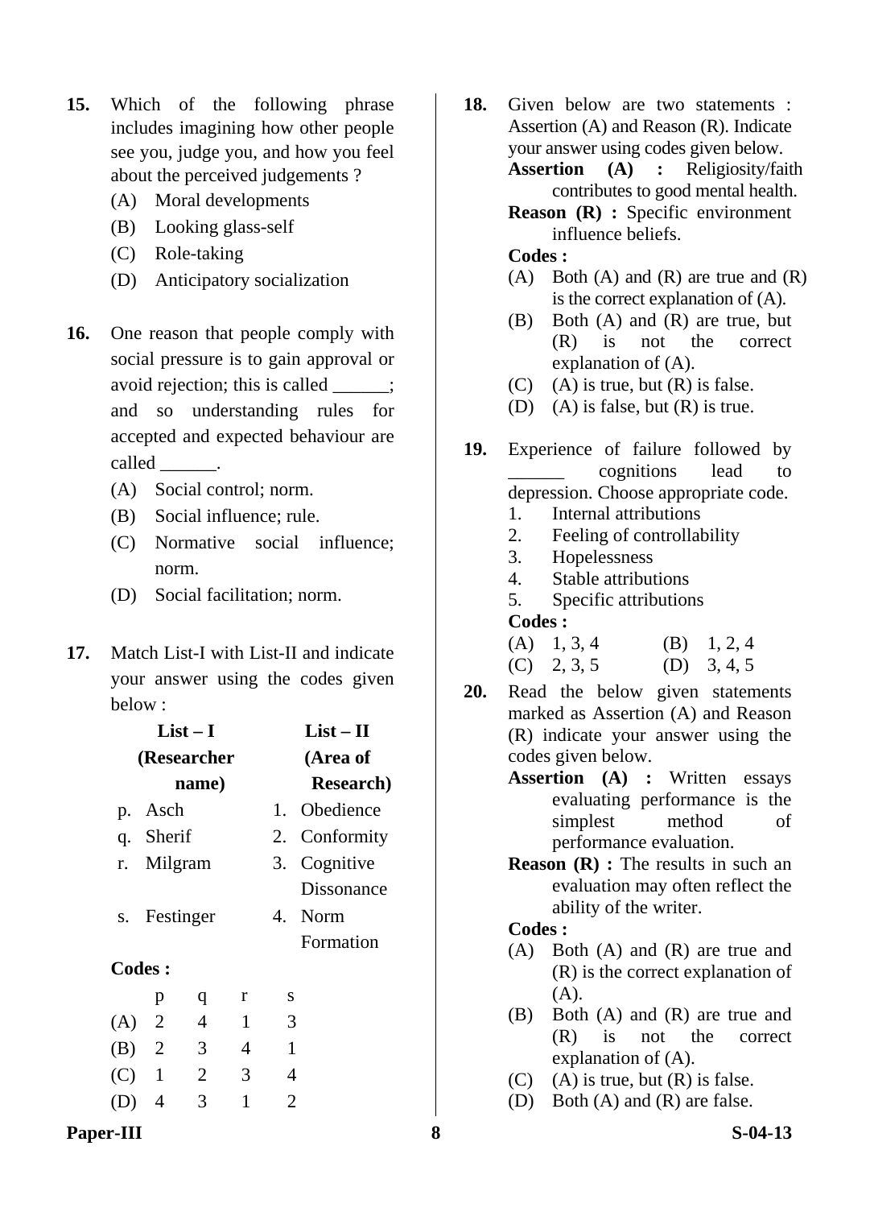**15.** Which of the following phrase includes imagining how other people see you, judge you, and how you feel about the perceived judgements ?

(A) Moral developments

(B) Looking glass-self

(C) Role-taking

(D) Anticipatory socialization

**16.** One reason that people comply with social pressure is to gain approval or avoid rejection; this is called ______; and so understanding rules for accepted and expected behaviour are called ______.

(A) Social control; norm.

(B) Social influence; rule.

(C) Normative social influence; norm.

(D) Social facilitation; norm.

**17.** Match List-I with List-II and indicate your answer using the codes given below :

| List – I (Researcher name) | List – II (Area of Research) |
|---|---|
| p. Asch | 1. Obedience |
| q. Sherif | 2. Conformity |
| r. Milgram | 3. Cognitive Dissonance |
| s. Festinger | 4. Norm Formation |

**Codes :**

| | p | q | r | s |
|---|---|---|---|---|
| (A) | 2 | 4 | 1 | 3 |
| (B) | 2 | 3 | 4 | 1 |
| (C) | 1 | 2 | 3 | 4 |
| (D) | 4 | 3 | 1 | 2 |

**18.** Given below are two statements : Assertion (A) and Reason (R). Indicate your answer using codes given below.

**Assertion (A) :** Religiosity/faith contributes to good mental health.

**Reason (R) :** Specific environment influence beliefs.

**Codes :**

(A) Both (A) and (R) are true and (R) is the correct explanation of (A).

(B) Both (A) and (R) are true, but (R) is not the correct explanation of (A).

(C) (A) is true, but (R) is false.

(D) (A) is false, but (R) is true.

**19.** Experience of failure followed by ______ cognitions lead to depression. Choose appropriate code.

1. Internal attributions
2. Feeling of controllability
3. Hopelessness
4. Stable attributions
5. Specific attributions

**Codes :**

(A) 1, 3, 4 (B) 1, 2, 4

(C) 2, 3, 5 (D) 3, 4, 5

**20.** Read the below given statements marked as Assertion (A) and Reason (R) indicate your answer using the codes given below.

**Assertion (A) :** Written essays evaluating performance is the simplest method of performance evaluation.

**Reason (R) :** The results in such an evaluation may often reflect the ability of the writer.

**Codes :**

(A) Both (A) and (R) are true and (R) is the correct explanation of (A).

(B) Both (A) and (R) are true and (R) is not the correct explanation of (A).

(C) (A) is true, but (R) is false.

(D) Both (A) and (R) are false.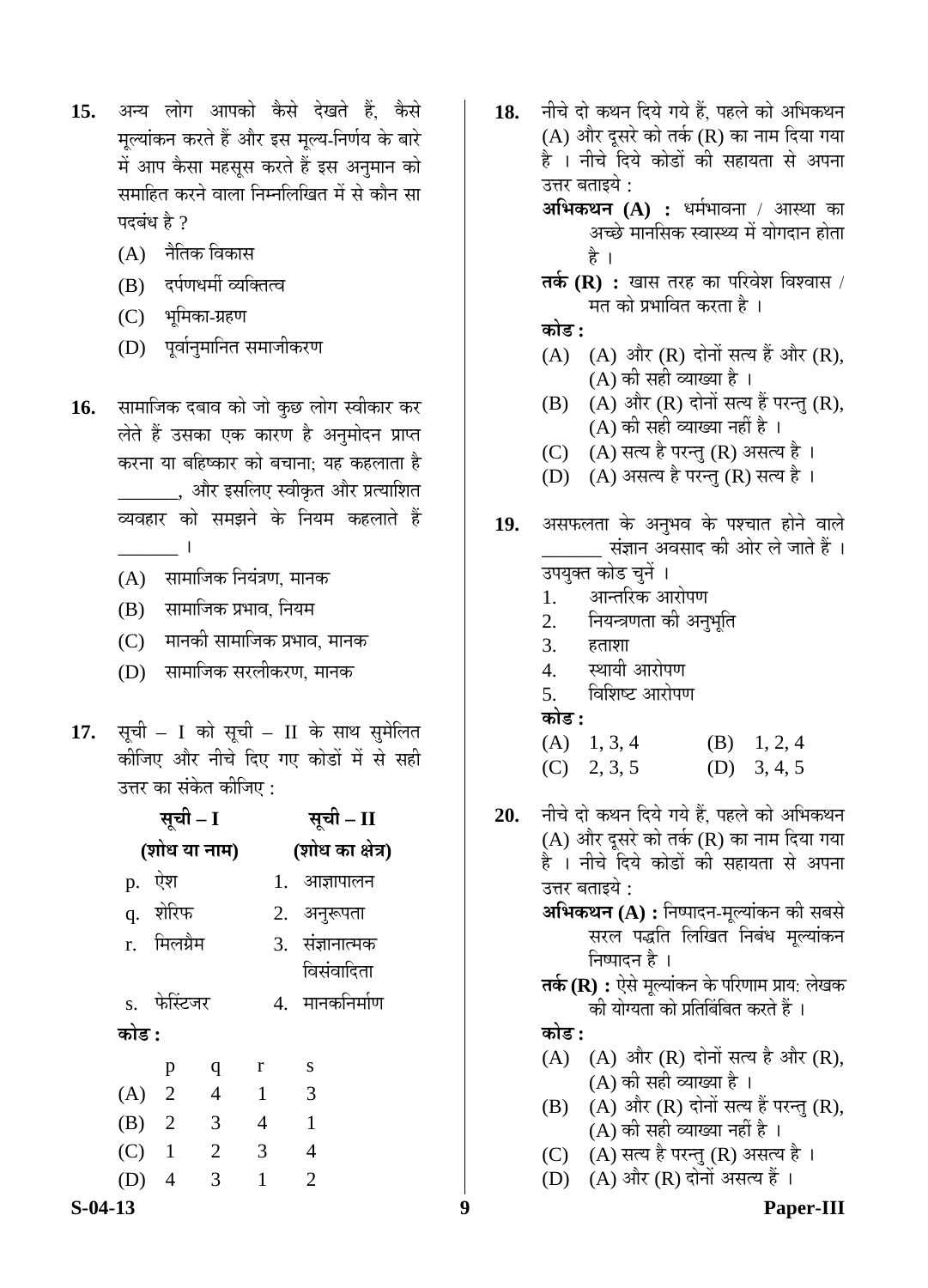**15.** अन्य लोग आपको कैसे देखते हैं, कैसे मूल्यांकन करते हैं और इस मूल्य-निर्णय के बारे में आप कैसा महसूस करते हैं इस अनुमान को समाहित करने वाला निम्नलिखित में से कौन सा पदबंध है ?

(A) नैतिक विकास

(B) दर्पणधर्मी व्यक्तित्व

(C) भूमिका-ग्रहण

(D) पूर्वानुमानित समाजीकरण

**16.** सामाजिक दबाव को जो कुछ लोग स्वीकार कर लेते हैं उसका एक कारण है अनुमोदन प्राप्त करना या बहिष्कार को बचाना; यह कहलाता है _______, और इसलिए स्वीकृत और प्रत्याशित व्यवहार को समझने के नियम कहलाते हैं _______ ।

(A) सामाजिक नियंत्रण, मानक

(B) सामाजिक प्रभाव, नियम

(C) मानकी सामाजिक प्रभाव, मानक

(D) सामाजिक सरलीकरण, मानक

**17.** सूची – I को सूची – II के साथ सुमेलित कीजिए और नीचे दिए गए कोडों में से सही उत्तर का संकेत कीजिए :

| **सूची – I (शोध या नाम)** | **सूची – II (शोध का क्षेत्र)** |
|---|---|
| p. ऐश | 1. आज्ञापालन |
| q. शेरिफ | 2. अनुरूपता |
| r. मिलग्रैम | 3. संज्ञानात्मक विसंवादिता |
| s. फेस्टिंजर | 4. मानकनिर्माण |

**कोड :**

| | p | q | r | s |
|---|---|---|---|---|
| (A) | 2 | 4 | 1 | 3 |
| (B) | 2 | 3 | 4 | 1 |
| (C) | 1 | 2 | 3 | 4 |
| (D) | 4 | 3 | 1 | 2 |

**18.** नीचे दो कथन दिये गये हैं, पहले को अभिकथन (A) और दूसरे को तर्क (R) का नाम दिया गया है । नीचे दिये कोडों की सहायता से अपना उत्तर बताइये :

**अभिकथन (A) :** धर्मभावना / आस्था का अच्छे मानसिक स्वास्थ्य में योगदान होता है ।

**तर्क (R) :** खास तरह का परिवेश विश्वास / मत को प्रभावित करता है ।

**कोड :**

(A) (A) और (R) दोनों सत्य हैं और (R), (A) की सही व्याख्या है ।

(B) (A) और (R) दोनों सत्य हैं परन्तु (R), (A) की सही व्याख्या नहीं है ।

(C) (A) सत्य है परन्तु (R) असत्य है ।

(D) (A) असत्य है परन्तु (R) सत्य है ।

**19.** असफलता के अनुभव के पश्चात होने वाले _______ संज्ञान अवसाद की ओर ले जाते हैं । उपयुक्त कोड चुनें ।

1. आन्तरिक आरोपण
2. नियन्त्रणता की अनुभूति
3. हताशा
4. स्थायी आरोपण
5. विशिष्ट आरोपण

**कोड :**

(A) 1, 3, 4  (B) 1, 2, 4

(C) 2, 3, 5  (D) 3, 4, 5

**20.** नीचे दो कथन दिये गये हैं, पहले को अभिकथन (A) और दूसरे को तर्क (R) का नाम दिया गया है । नीचे दिये कोडों की सहायता से अपना उत्तर बताइये :

**अभिकथन (A) :** निष्पादन-मूल्यांकन की सबसे सरल पद्धति लिखित निबंध मूल्यांकन निष्पादन है ।

**तर्क (R) :** ऐसे मूल्यांकन के परिणाम प्राय: लेखक की योग्यता को प्रतिबिंबित करते हैं ।

**कोड :**

(A) (A) और (R) दोनों सत्य है और (R), (A) की सही व्याख्या है ।

(B) (A) और (R) दोनों सत्य हैं परन्तु (R), (A) की सही व्याख्या नहीं है ।

(C) (A) सत्य है परन्तु (R) असत्य है ।

(D) (A) और (R) दोनों असत्य हैं ।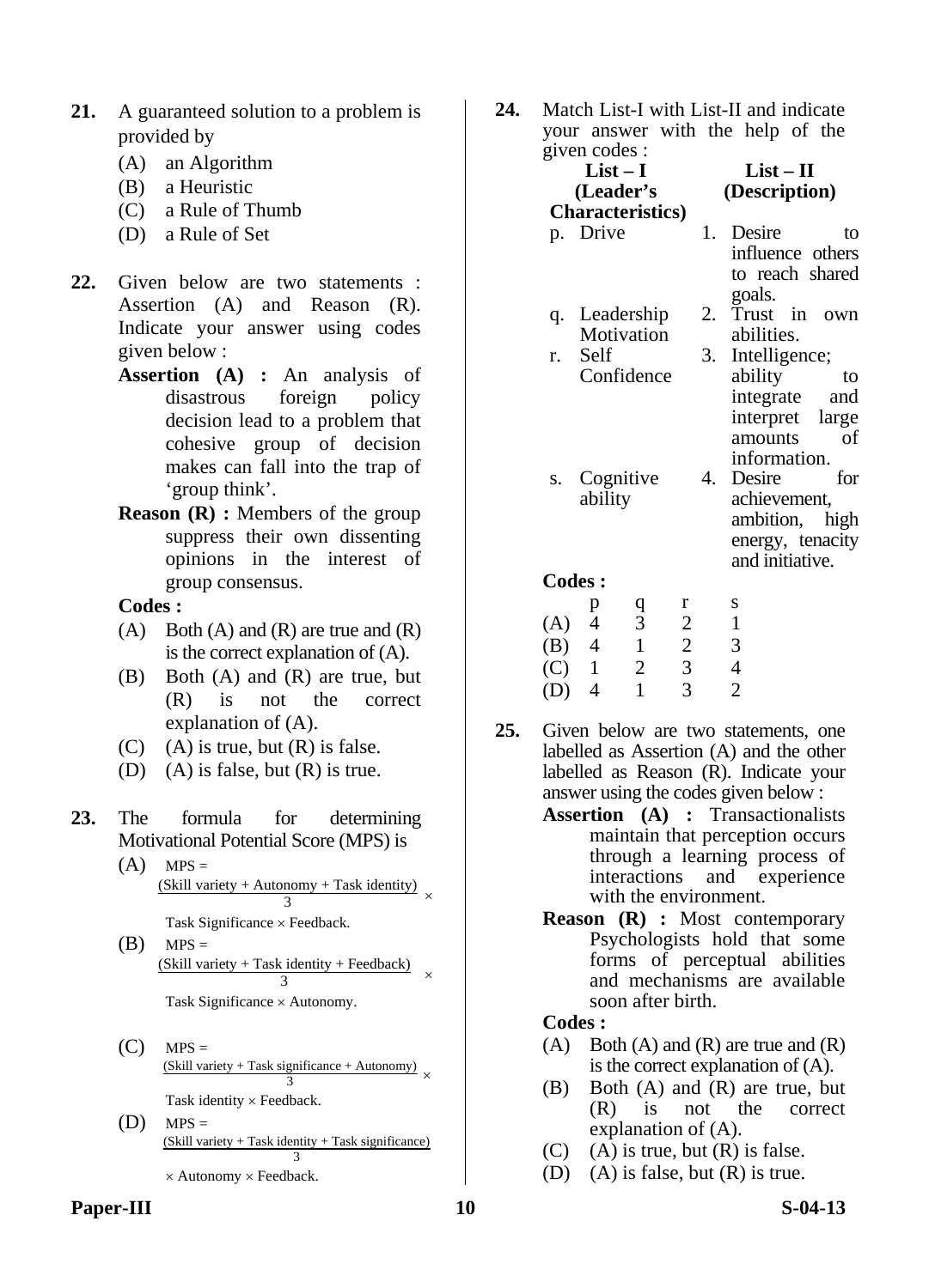**21.** A guaranteed solution to a problem is provided by

(A) an Algorithm

(B) a Heuristic

(C) a Rule of Thumb

(D) a Rule of Set

**22.** Given below are two statements : Assertion (A) and Reason (R). Indicate your answer using codes given below :

**Assertion (A) :** An analysis of disastrous foreign policy decision lead to a problem that cohesive group of decision makes can fall into the trap of 'group think'.

**Reason (R) :** Members of the group suppress their own dissenting opinions in the interest of group consensus.

**Codes :**

(A) Both (A) and (R) are true and (R) is the correct explanation of (A).

(B) Both (A) and (R) are true, but (R) is not the correct explanation of (A).

(C) (A) is true, but (R) is false.

(D) (A) is false, but (R) is true.

**23.** The formula for determining Motivational Potential Score (MPS) is

(A) MPS = $\frac{\text{(Skill variety + Autonomy + Task identity)}}{3} \times$ Task Significance $\times$ Feedback.

(B) MPS = $\frac{\text{(Skill variety + Task identity + Feedback)}}{3} \times$ Task Significance $\times$ Autonomy.

(C) MPS = $\frac{\text{(Skill variety + Task significance + Autonomy)}}{3} \times$ Task identity $\times$ Feedback.

(D) MPS = $\frac{\text{(Skill variety + Task identity + Task significance)}}{3}$ $\times$ Autonomy $\times$ Feedback.

**24.** Match List-I with List-II and indicate your answer with the help of the given codes :

| List – I (Leader's Characteristics) | List – II (Description) |
|---|---|
| p. Drive | 1. Desire to influence others to reach shared goals. |
| q. Leadership Motivation | 2. Trust in own abilities. |
| r. Self Confidence | 3. Intelligence; ability to integrate and interpret large amounts of information. |
| s. Cognitive ability | 4. Desire for achievement, ambition, high energy, tenacity and initiative. |

**Codes :**

| | p | q | r | s |
|---|---|---|---|---|
| (A) | 4 | 3 | 2 | 1 |
| (B) | 4 | 1 | 2 | 3 |
| (C) | 1 | 2 | 3 | 4 |
| (D) | 4 | 1 | 3 | 2 |

**25.** Given below are two statements, one labelled as Assertion (A) and the other labelled as Reason (R). Indicate your answer using the codes given below :

**Assertion (A) :** Transactionalists maintain that perception occurs through a learning process of interactions and experience with the environment.

**Reason (R) :** Most contemporary Psychologists hold that some forms of perceptual abilities and mechanisms are available soon after birth.

**Codes :**

(A) Both (A) and (R) are true and (R) is the correct explanation of (A).

(B) Both (A) and (R) are true, but (R) is not the correct explanation of (A).

(C) (A) is true, but (R) is false.

(D) (A) is false, but (R) is true.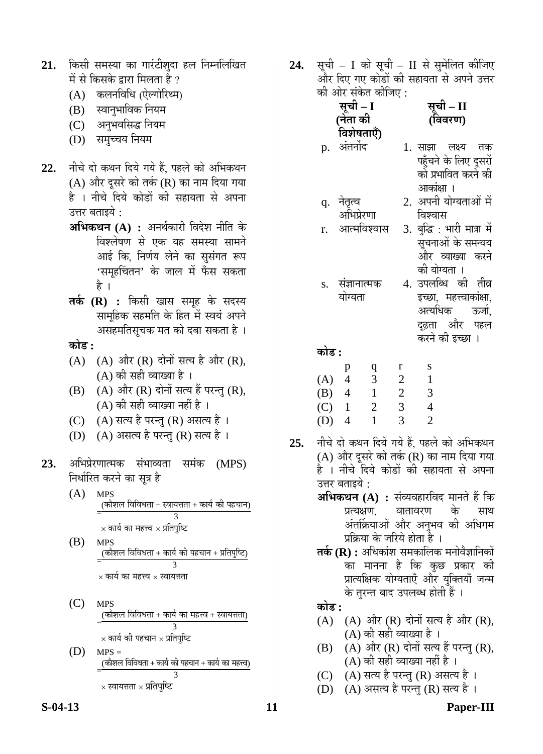**21.** किसी समस्या का गारंटीशुदा हल निम्नलिखित में से किसके द्वारा मिलता है ?

(A) कलनविधि (ऐल्गोरिथ्म)

(B) स्वानुभाविक नियम

(C) अनुभवसिद्ध नियम

(D) समुच्चय नियम

**22.** नीचे दो कथन दिये गये हैं, पहले को अभिकथन (A) और दूसरे को तर्क (R) का नाम दिया गया है । नीचे दिये कोडों की सहायता से अपना उत्तर बताइये :

**अभिकथन (A) :** अनर्थकारी विदेश नीति के विश्लेषण से एक यह समस्या सामने आई कि, निर्णय लेने का सुसंगत रूप 'समूहचिंतन' के जाल में फँस सकता है ।

**तर्क (R) :** किसी खास समूह के सदस्य सामूहिक सहमति के हित में स्वयं अपने असहमतिसूचक मत को दबा सकता है ।

**कोड :**

(A) (A) और (R) दोनों सत्य है और (R), (A) की सही व्याख्या है ।

(B) (A) और (R) दोनों सत्य हैं परन्तु (R), (A) की सही व्याख्या नहीं है ।

(C) (A) सत्य है परन्तु (R) असत्य है ।

(D) (A) असत्य है परन्तु (R) सत्य है ।

**23.** अभिप्रेरणात्मक संभाव्यता समंक (MPS) निर्धारित करने का सूत्र है

(A) $MPS = \frac{(\text{कौशल विविधता + स्वायत्तता + कार्य की पहचान})}{3} \times \text{कार्य का महत्त्व} \times \text{प्रतिपुष्टि}$

(B) $MPS = \frac{(\text{कौशल विविधता + कार्य की पहचान + प्रतिपुष्टि})}{3} \times \text{कार्य का महत्त्व} \times \text{स्वायत्तता}$

(C) $MPS = \frac{(\text{कौशल विविधता + कार्य का महत्त्व + स्वायत्तता})}{3} \times \text{कार्य की पहचान} \times \text{प्रतिपुष्टि}$

(D) $MPS = \frac{(\text{कौशल विविधता + कार्य की पहचान + कार्य का महत्त्व})}{3} \times \text{स्वायत्तता} \times \text{प्रतिपुष्टि}$

**24.** सूची – I को सूची – II से सुमेलित कीजिए और दिए गए कोडों की सहायता से अपने उत्तर की ओर संकेत कीजिए :

| | सूची – I (नेता की विशेषताएँ) | | सूची – II (विवरण) |
|---|---|---|---|
| p. | अंतर्नोद | 1. | साझा लक्ष्य तक पहुँचने के लिए दूसरों को प्रभावित करने की आकांक्षा । |
| q. | नेतृत्व अभिप्रेरणा | 2. | अपनी योग्यताओं में विश्वास |
| r. | आत्मविश्वास | 3. | बुद्धि : भारी मात्रा में सूचनाओं के समन्वय और व्याख्या करने की योग्यता । |
| s. | संज्ञानात्मक योग्यता | 4. | उपलब्धि की तीव्र इच्छा, महत्त्वाकांक्षा, अत्यधिक ऊर्जा, दृढ़ता और पहल करने की इच्छा । |

**कोड :**

| | p | q | r | s |
|---|---|---|---|---|
| (A) | 4 | 3 | 2 | 1 |
| (B) | 4 | 1 | 2 | 3 |
| (C) | 1 | 2 | 3 | 4 |
| (D) | 4 | 1 | 3 | 2 |

**25.** नीचे दो कथन दिये गये हैं, पहले को अभिकथन (A) और दूसरे को तर्क (R) का नाम दिया गया है । नीचे दिये कोडों की सहायता से अपना उत्तर बताइये :

**अभिकथन (A) :** संव्यवहारविद मानते हैं कि प्रत्यक्षण, वातावरण के साथ अंतर्क्रियाओं और अनुभव की अधिगम प्रक्रिया के जरिये होता है ।

**तर्क (R) :** अधिकांश समकालिक मनोवैज्ञानिकों का मानना है कि कुछ प्रकार की प्रात्यक्षिक योग्यताएँ और युक्तियाँ जन्म के तुरन्त बाद उपलब्ध होती हैं ।

**कोड :**

(A) (A) और (R) दोनों सत्य है और (R), (A) की सही व्याख्या है ।

(B) (A) और (R) दोनों सत्य हैं परन्तु (R), (A) की सही व्याख्या नहीं है ।

(C) (A) सत्य है परन्तु (R) असत्य है ।

(D) (A) असत्य है परन्तु (R) सत्य है ।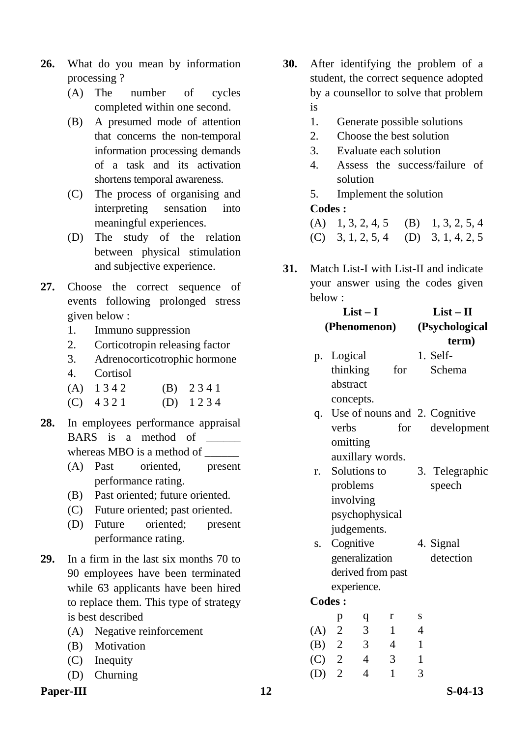**26.** What do you mean by information processing ?

(A) The number of cycles completed within one second.

(B) A presumed mode of attention that concerns the non-temporal information processing demands of a task and its activation shortens temporal awareness.

(C) The process of organising and interpreting sensation into meaningful experiences.

(D) The study of the relation between physical stimulation and subjective experience.

**27.** Choose the correct sequence of events following prolonged stress given below :

1. Immuno suppression
2. Corticotropin releasing factor
3. Adrenocorticotrophic hormone
4. Cortisol

(A) 1 3 4 2 (B) 2 3 4 1

(C) 4 3 2 1 (D) 1 2 3 4

**28.** In employees performance appraisal BARS is a method of ______ whereas MBO is a method of ______

(A) Past oriented, present performance rating.

(B) Past oriented; future oriented.

(C) Future oriented; past oriented.

(D) Future oriented; present performance rating.

**29.** In a firm in the last six months 70 to 90 employees have been terminated while 63 applicants have been hired to replace them. This type of strategy is best described

(A) Negative reinforcement

(B) Motivation

(C) Inequity

(D) Churning

**30.** After identifying the problem of a student, the correct sequence adopted by a counsellor to solve that problem is

1. Generate possible solutions
2. Choose the best solution
3. Evaluate each solution
4. Assess the success/failure of solution
5. Implement the solution

**Codes :**

(A) 1, 3, 2, 4, 5 (B) 1, 3, 2, 5, 4

(C) 3, 1, 2, 5, 4 (D) 3, 1, 4, 2, 5

**31.** Match List-I with List-II and indicate your answer using the codes given below :

| | List – I (Phenomenon) | | List – II (Psychological term) |
|---|---|---|---|
| p. | Logical thinking for abstract concepts. | 1. | Self-Schema |
| q. | Use of nouns and verbs for omitting auxillary words. | 2. | Cognitive development |
| r. | Solutions to problems involving psychophysical judgements. | 3. | Telegraphic speech |
| s. | Cognitive generalization derived from past experience. | 4. | Signal detection |

**Codes :**

| | p | q | r | s |
|---|---|---|---|---|
| (A) | 2 | 3 | 1 | 4 |
| (B) | 2 | 3 | 4 | 1 |
| (C) | 2 | 4 | 3 | 1 |
| (D) | 2 | 4 | 1 | 3 |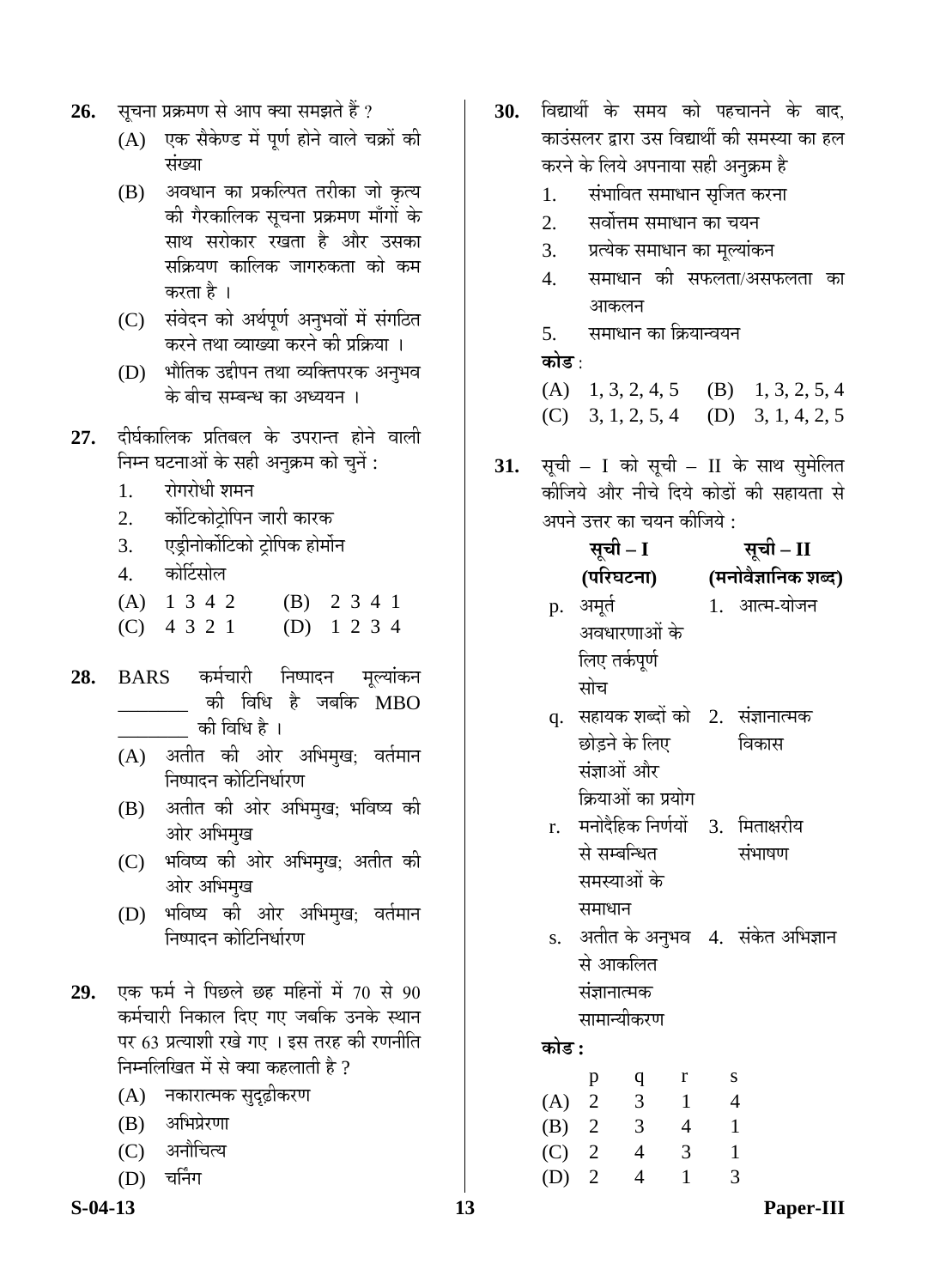**26.** सूचना प्रक्रमण से आप क्या समझते हैं ?

(A) एक सैकेण्ड में पूर्ण होने वाले चक्रों की संख्या

(B) अवधान का प्रकल्पित तरीका जो कृत्य की गैरकालिक सूचना प्रक्रमण माँगों के साथ सरोकार रखता है और उसका सक्रियण कालिक जागरुकता को कम करता है ।

(C) संवेदन को अर्थपूर्ण अनुभवों में संगठित करने तथा व्याख्या करने की प्रक्रिया ।

(D) भौतिक उद्दीपन तथा व्यक्तिपरक अनुभव के बीच सम्बन्ध का अध्ययन ।

**27.** दीर्घकालिक प्रतिबल के उपरान्त होने वाली निम्न घटनाओं के सही अनुक्रम को चुनें :

1. रोगरोधी शमन
2. कोंटिकोट्रोपिन जारी कारक
3. एड्रीनोकोंटिको ट्रोपिक होर्मोन
4. कोर्टिसोल

(A) 1 3 4 2 (B) 2 3 4 1

(C) 4 3 2 1 (D) 1 2 3 4

**28.** BARS कर्मचारी निष्पादन मूल्यांकन ________ की विधि है जबकि MBO ________ की विधि है ।

(A) अतीत की ओर अभिमुख; वर्तमान निष्पादन कोटिनिर्धारण

(B) अतीत की ओर अभिमुख; भविष्य की ओर अभिमुख

(C) भविष्य की ओर अभिमुख; अतीत की ओर अभिमुख

(D) भविष्य की ओर अभिमुख; वर्तमान निष्पादन कोटिनिर्धारण

**29.** एक फर्म ने पिछले छह महिनों में 70 से 90 कर्मचारी निकाल दिए गए जबकि उनके स्थान पर 63 प्रत्याशी रखे गए । इस तरह की रणनीति निम्नलिखित में से क्या कहलाती है ?

(A) नकारात्मक सुदृढ़ीकरण

(B) अभिप्रेरणा

(C) अनौचित्य

(D) चर्निंग

**30.** विद्यार्थी के समय को पहचानने के बाद, काउंसलर द्वारा उस विद्यार्थी की समस्या का हल करने के लिये अपनाया सही अनुक्रम है

1. संभावित समाधान सृजित करना
2. सर्वोत्तम समाधान का चयन
3. प्रत्येक समाधान का मूल्यांकन
4. समाधान की सफलता/असफलता का आकलन
5. समाधान का क्रियान्वयन

**कोड** :

(A) 1, 3, 2, 4, 5 (B) 1, 3, 2, 5, 4

(C) 3, 1, 2, 5, 4 (D) 3, 1, 4, 2, 5

**31.** सूची – I को सूची – II के साथ सुमेलित कीजिये और नीचे दिये कोडों की सहायता से अपने उत्तर का चयन कीजिये :

| | **सूची – I (परिघटना)** | | **सूची – II (मनोवैज्ञानिक शब्द)** |
|---|---|---|---|
| p. | अमूर्त अवधारणाओं के लिए तर्कपूर्ण सोच | 1. | आत्म-योजन |
| q. | सहायक शब्दों को छोड़ने के लिए संज्ञाओं और क्रियाओं का प्रयोग | 2. | संज्ञानात्मक विकास |
| r. | मनोदैहिक निर्णयों से सम्बन्धित समस्याओं के समाधान | 3. | मिताक्षरीय संभाषण |
| s. | अतीत के अनुभव से आकलित संज्ञानात्मक सामान्यीकरण | 4. | संकेत अभिज्ञान |

**कोड :**

| | p | q | r | s |
|---|---|---|---|---|
| (A) | 2 | 3 | 1 | 4 |
| (B) | 2 | 3 | 4 | 1 |
| (C) | 2 | 4 | 3 | 1 |
| (D) | 2 | 4 | 1 | 3 |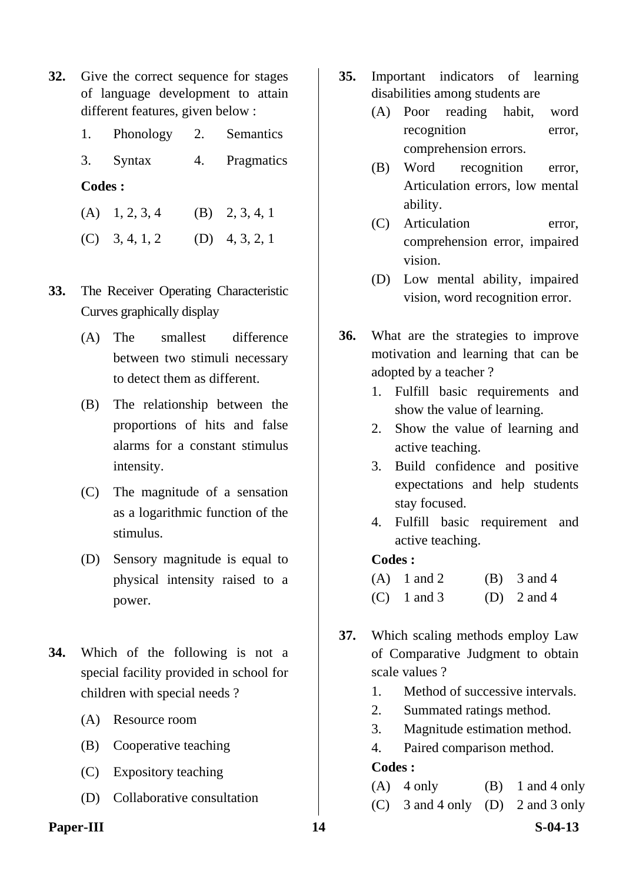**32.** Give the correct sequence for stages of language development to attain different features, given below :

1. Phonology
2. Semantics
3. Syntax
4. Pragmatics

**Codes :**

(A) 1, 2, 3, 4
(B) 2, 3, 4, 1
(C) 3, 4, 1, 2
(D) 4, 3, 2, 1

**33.** The Receiver Operating Characteristic Curves graphically display

(A) The smallest difference between two stimuli necessary to detect them as different.

(B) The relationship between the proportions of hits and false alarms for a constant stimulus intensity.

(C) The magnitude of a sensation as a logarithmic function of the stimulus.

(D) Sensory magnitude is equal to physical intensity raised to a power.

**34.** Which of the following is not a special facility provided in school for children with special needs ?

(A) Resource room
(B) Cooperative teaching
(C) Expository teaching
(D) Collaborative consultation

**35.** Important indicators of learning disabilities among students are

(A) Poor reading habit, word recognition error, comprehension errors.

(B) Word recognition error, Articulation errors, low mental ability.

(C) Articulation error, comprehension error, impaired vision.

(D) Low mental ability, impaired vision, word recognition error.

**36.** What are the strategies to improve motivation and learning that can be adopted by a teacher ?

1. Fulfill basic requirements and show the value of learning.
2. Show the value of learning and active teaching.
3. Build confidence and positive expectations and help students stay focused.
4. Fulfill basic requirement and active teaching.

**Codes :**

(A) 1 and 2
(B) 3 and 4
(C) 1 and 3
(D) 2 and 4

**37.** Which scaling methods employ Law of Comparative Judgment to obtain scale values ?

1. Method of successive intervals.
2. Summated ratings method.
3. Magnitude estimation method.
4. Paired comparison method.

**Codes :**

(A) 4 only
(B) 1 and 4 only
(C) 3 and 4 only
(D) 2 and 3 only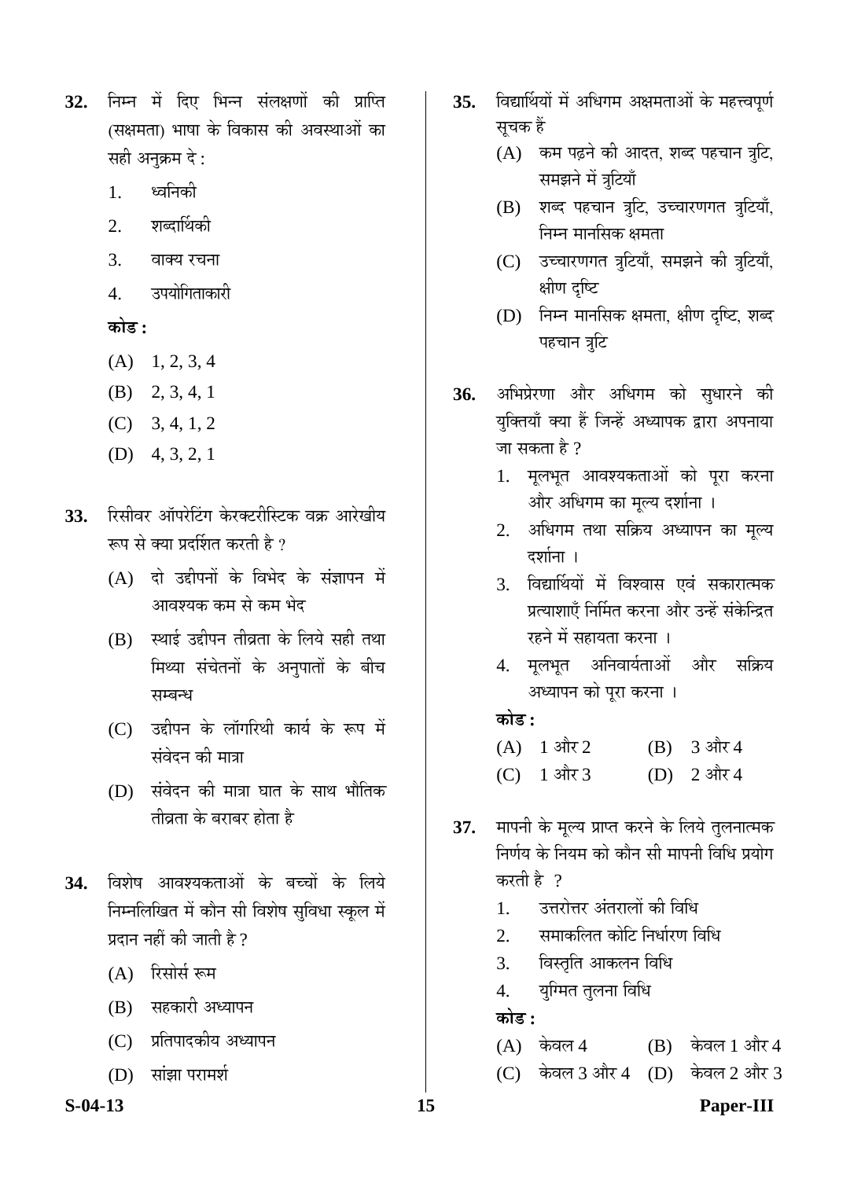**32.** निम्न में दिए भिन्न संलक्षणों की प्राप्ति (सक्षमता) भाषा के विकास की अवस्थाओं का सही अनुक्रम दे :

1. ध्वनिकी
2. शब्दार्थिकी
3. वाक्य रचना
4. उपयोगिताकारी

**कोड :**

(A) 1, 2, 3, 4
(B) 2, 3, 4, 1
(C) 3, 4, 1, 2
(D) 4, 3, 2, 1

**33.** रिसीवर ऑपरेटिंग केरक्टरीस्टिक वक्र आरेखीय रूप से क्या प्रदर्शित करती है ?

(A) दो उद्दीपनों के विभेद के संज्ञापन में आवश्यक कम से कम भेद
(B) स्थाई उद्दीपन तीव्रता के लिये सही तथा मिथ्या संचेतनों के अनुपातों के बीच सम्बन्ध
(C) उद्दीपन के लॉगरिथी कार्य के रूप में संवेदन की मात्रा
(D) संवेदन की मात्रा घात के साथ भौतिक तीव्रता के बराबर होता है

**34.** विशेष आवश्यकताओं के बच्चों के लिये निम्नलिखित में कौन सी विशेष सुविधा स्कूल में प्रदान नहीं की जाती है ?

(A) रिसोर्स रूम
(B) सहकारी अध्यापन
(C) प्रतिपादकीय अध्यापन
(D) सांझा परामर्श

**35.** विद्यार्थियों में अधिगम अक्षमताओं के महत्त्वपूर्ण सूचक हैं

(A) कम पढ़ने की आदत, शब्द पहचान त्रुटि, समझने में त्रुटियाँ
(B) शब्द पहचान त्रुटि, उच्चारणगत त्रुटियाँ, निम्न मानसिक क्षमता
(C) उच्चारणगत त्रुटियाँ, समझने की त्रुटियाँ, क्षीण दृष्टि
(D) निम्न मानसिक क्षमता, क्षीण दृष्टि, शब्द पहचान त्रुटि

**36.** अभिप्रेरणा और अधिगम को सुधारने की युक्तियाँ क्या हैं जिन्हें अध्यापक द्वारा अपनाया जा सकता है ?

1. मूलभूत आवश्यकताओं को पूरा करना और अधिगम का मूल्य दर्शाना ।
2. अधिगम तथा सक्रिय अध्यापन का मूल्य दर्शाना ।
3. विद्यार्थियों में विश्वास एवं सकारात्मक प्रत्याशाएँ निर्मित करना और उन्हें संकेन्द्रित रहने में सहायता करना ।
4. मूलभूत अनिवार्यताओं और सक्रिय अध्यापन को पूरा करना ।

**कोड :**

(A) 1 और 2 (B) 3 और 4
(C) 1 और 3 (D) 2 और 4

**37.** मापनी के मूल्य प्राप्त करने के लिये तुलनात्मक निर्णय के नियम को कौन सी मापनी विधि प्रयोग करती है ?

1. उत्तरोत्तर अंतरालों की विधि
2. समाकलित कोटि निर्धारण विधि
3. विस्तृति आकलन विधि
4. युग्मित तुलना विधि

**कोड :**

(A) केवल 4 (B) केवल 1 और 4
(C) केवल 3 और 4 (D) केवल 2 और 3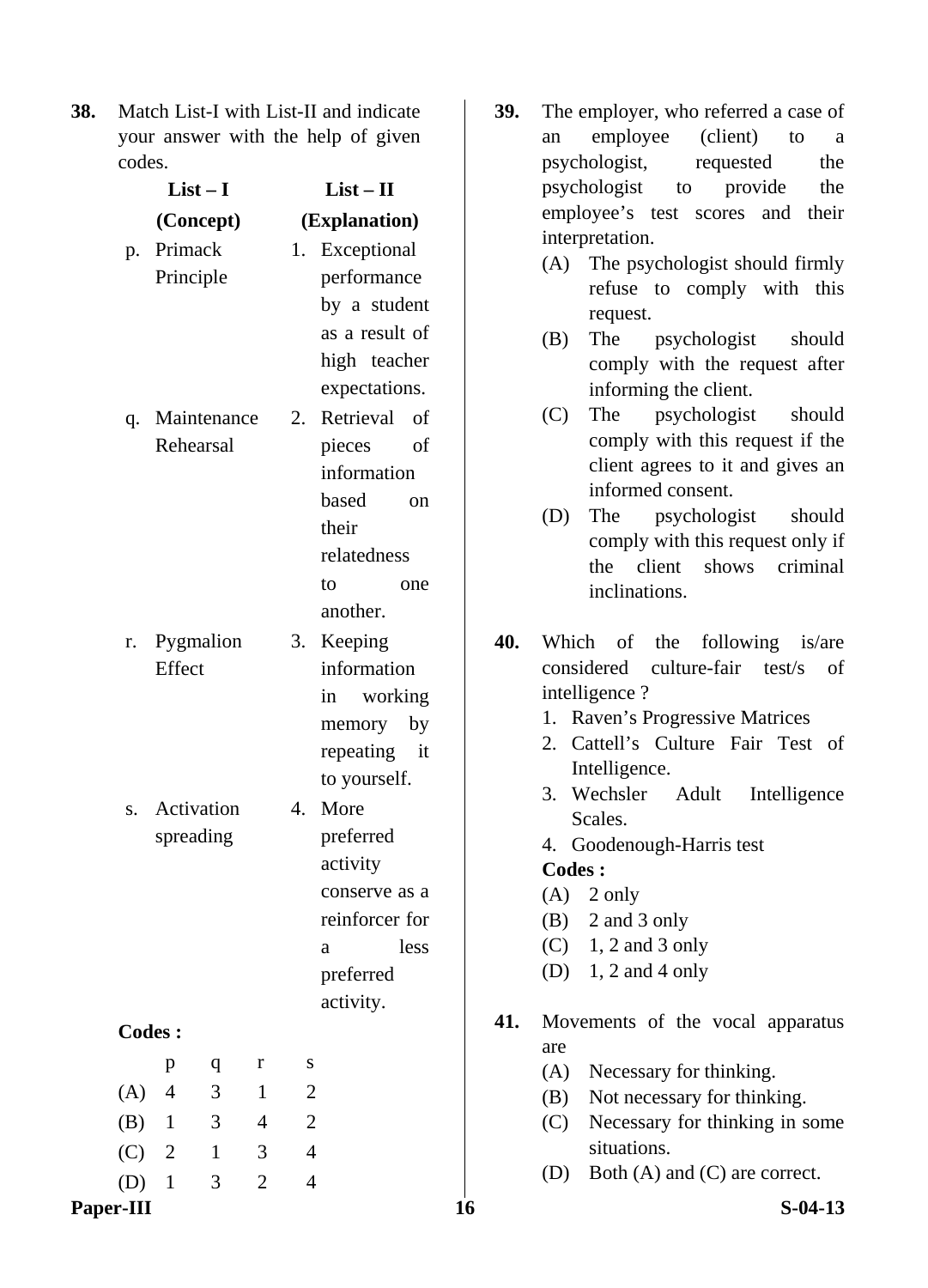**38.** Match List-I with List-II and indicate your answer with the help of given codes.

| List – I (Concept) | List – II (Explanation) |
|---|---|
| p. Primack Principle | 1. Exceptional performance by a student as a result of high teacher expectations. |
| q. Maintenance Rehearsal | 2. Retrieval of pieces of information based on their relatedness to one another. |
| r. Pygmalion Effect | 3. Keeping information in working memory by repeating it to yourself. |
| s. Activation spreading | 4. More preferred activity conserve as a reinforcer for a less preferred activity. |

**Codes :**

| | p | q | r | s |
|---|---|---|---|---|
| (A) | 4 | 3 | 1 | 2 |
| (B) | 1 | 3 | 4 | 2 |
| (C) | 2 | 1 | 3 | 4 |
| (D) | 1 | 3 | 2 | 4 |

**39.** The employer, who referred a case of an employee (client) to a psychologist, requested the psychologist to provide the employee's test scores and their interpretation.

(A) The psychologist should firmly refuse to comply with this request.

(B) The psychologist should comply with the request after informing the client.

(C) The psychologist should comply with this request if the client agrees to it and gives an informed consent.

(D) The psychologist should comply with this request only if the client shows criminal inclinations.

**40.** Which of the following is/are considered culture-fair test/s of intelligence ?

1. Raven's Progressive Matrices
2. Cattell's Culture Fair Test of Intelligence.
3. Wechsler Adult Intelligence Scales.
4. Goodenough-Harris test

**Codes :**

(A) 2 only

(B) 2 and 3 only

(C) 1, 2 and 3 only

(D) 1, 2 and 4 only

**41.** Movements of the vocal apparatus are

(A) Necessary for thinking.

(B) Not necessary for thinking.

(C) Necessary for thinking in some situations.

(D) Both (A) and (C) are correct.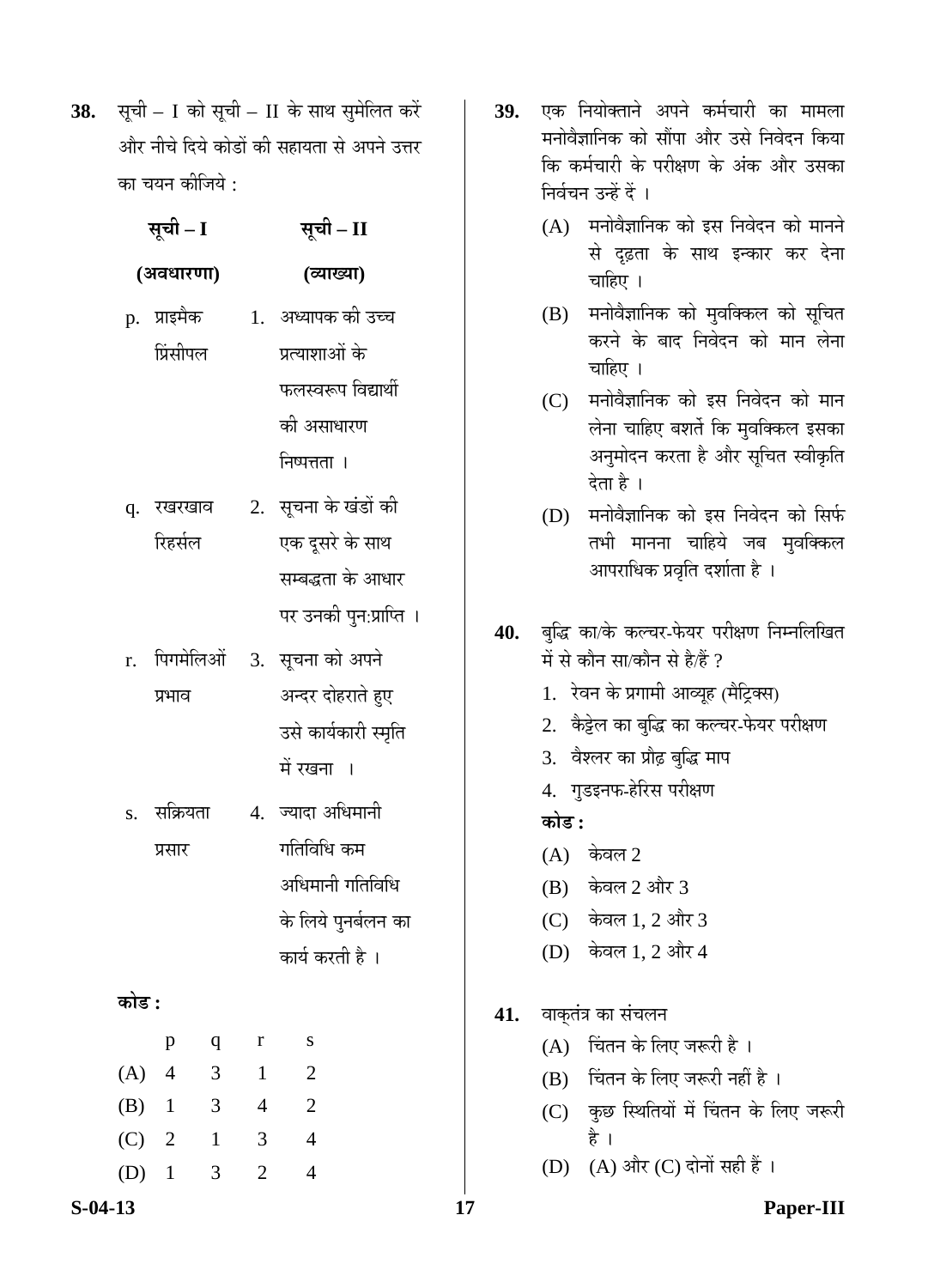**38.** सूची – I को सूची – II के साथ सुमेलित करें और नीचे दिये कोडों की सहायता से अपने उत्तर का चयन कीजिये :

| सूची – I (अवधारणा) | सूची – II (व्याख्या) |
|---|---|
| p. प्राइमैक प्रिंसीपल | 1. अध्यापक की उच्च प्रत्याशाओं के फलस्वरूप विद्यार्थी की असाधारण निष्पत्तता । |
| q. रखरखाव रिहर्सल | 2. सूचना के खंडों की एक दूसरे के साथ सम्बद्धता के आधार पर उनकी पुन:प्राप्ति । |
| r. पिगमेलिऑ प्रभाव | 3. सूचना को अपने अन्दर दोहराते हुए उसे कार्यकारी स्मृति में रखना । |
| s. सक्रियता प्रसार | 4. ज्यादा अधिमानी गतिविधि कम अधिमानी गतिविधि के लिये पुनर्बलन का कार्य करती है । |

**कोड :**

| | p | q | r | s |
|---|---|---|---|---|
| (A) | 4 | 3 | 1 | 2 |
| (B) | 1 | 3 | 4 | 2 |
| (C) | 2 | 1 | 3 | 4 |
| (D) | 1 | 3 | 2 | 4 |

**39.** एक नियोक्ताने अपने कर्मचारी का मामला मनोवैज्ञानिक को सौंपा और उसे निवेदन किया कि कर्मचारी के परीक्षण के अंक और उसका निर्वचन उन्हें दें ।

(A) मनोवैज्ञानिक को इस निवेदन को मानने से दृढ़ता के साथ इन्कार कर देना चाहिए ।

(B) मनोवैज्ञानिक को मुवक्किल को सूचित करने के बाद निवेदन को मान लेना चाहिए ।

(C) मनोवैज्ञानिक को इस निवेदन को मान लेना चाहिए बशर्ते कि मुवक्किल इसका अनुमोदन करता है और सूचित स्वीकृति देता है ।

(D) मनोवैज्ञानिक को इस निवेदन को सिर्फ तभी मानना चाहिये जब मुवक्किल आपराधिक प्रवृति दर्शाता है ।

**40.** बुद्धि का/के कल्चर-फेयर परीक्षण निम्नलिखित में से कौन सा/कौन से है/हैं ?

1. रेवन के प्रगामी आव्यूह (मैट्रिक्स)
2. कैट्टेल का बुद्धि का कल्चर-फेयर परीक्षण
3. वैश्लर का प्रौढ़ बुद्धि माप
4. गुडइनफ-हेरिस परीक्षण

**कोड :**

(A) केवल 2

(B) केवल 2 और 3

(C) केवल 1, 2 और 3

(D) केवल 1, 2 और 4

**41.** वाक्तंत्र का संचलन

(A) चिंतन के लिए जरूरी है ।

(B) चिंतन के लिए जरूरी नहीं है ।

(C) कुछ स्थितियों में चिंतन के लिए जरूरी है ।

(D) (A) और (C) दोनों सही हैं ।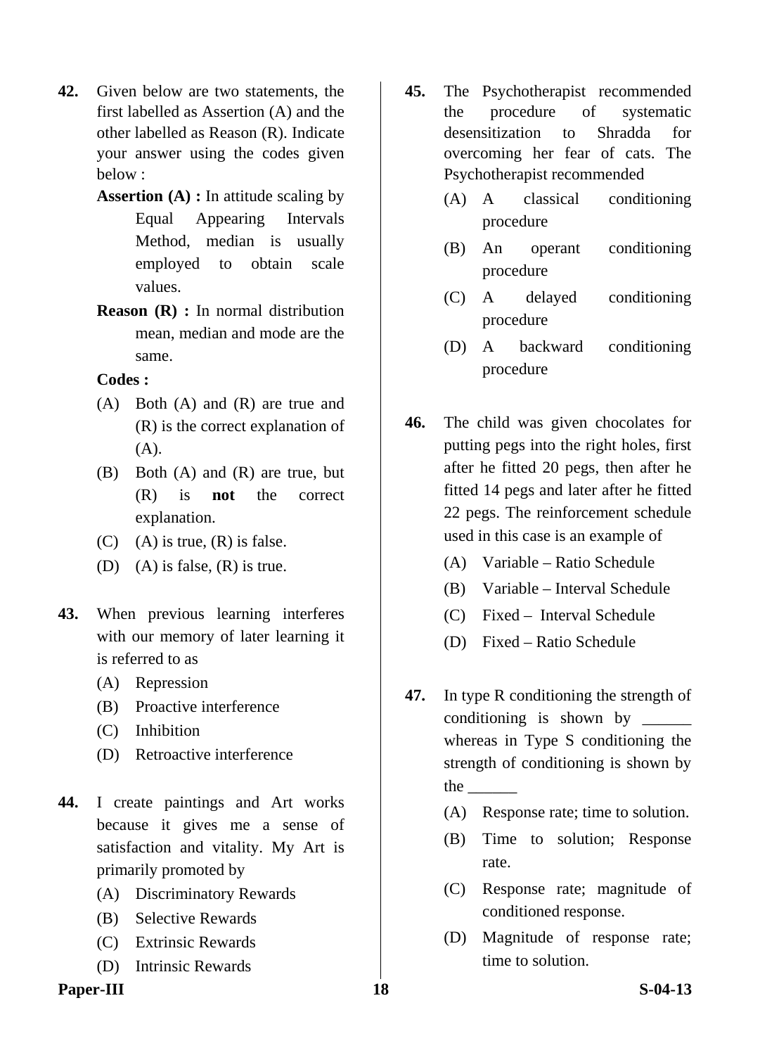**42.** Given below are two statements, the first labelled as Assertion (A) and the other labelled as Reason (R). Indicate your answer using the codes given below :

**Assertion (A) :** In attitude scaling by Equal Appearing Intervals Method, median is usually employed to obtain scale values.

**Reason (R) :** In normal distribution mean, median and mode are the same.

**Codes :**

(A) Both (A) and (R) are true and (R) is the correct explanation of (A).

(B) Both (A) and (R) are true, but (R) is **not** the correct explanation.

(C) (A) is true, (R) is false.

(D) (A) is false, (R) is true.

**43.** When previous learning interferes with our memory of later learning it is referred to as

(A) Repression

(B) Proactive interference

(C) Inhibition

(D) Retroactive interference

**44.** I create paintings and Art works because it gives me a sense of satisfaction and vitality. My Art is primarily promoted by

(A) Discriminatory Rewards

(B) Selective Rewards

(C) Extrinsic Rewards

(D) Intrinsic Rewards

**45.** The Psychotherapist recommended the procedure of systematic desensitization to Shradda for overcoming her fear of cats. The Psychotherapist recommended

(A) A classical conditioning procedure

(B) An operant conditioning procedure

(C) A delayed conditioning procedure

(D) A backward conditioning procedure

**46.** The child was given chocolates for putting pegs into the right holes, first after he fitted 20 pegs, then after he fitted 14 pegs and later after he fitted 22 pegs. The reinforcement schedule used in this case is an example of

(A) Variable – Ratio Schedule

(B) Variable – Interval Schedule

(C) Fixed – Interval Schedule

(D) Fixed – Ratio Schedule

**47.** In type R conditioning the strength of conditioning is shown by ______ whereas in Type S conditioning the strength of conditioning is shown by the ______

(A) Response rate; time to solution.

(B) Time to solution; Response rate.

(C) Response rate; magnitude of conditioned response.

(D) Magnitude of response rate; time to solution.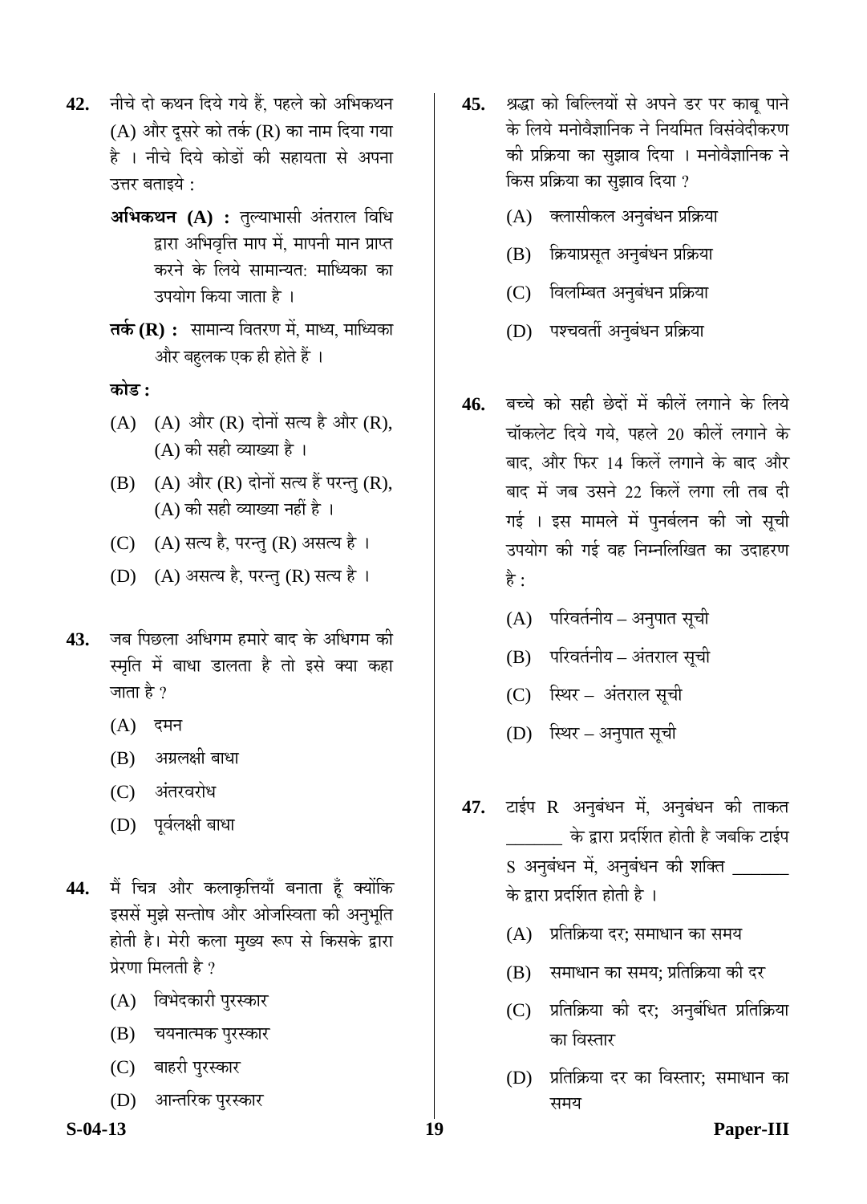**42.** नीचे दो कथन दिये गये हैं, पहले को अभिकथन (A) और दूसरे को तर्क (R) का नाम दिया गया है । नीचे दिये कोडों की सहायता से अपना उत्तर बताइये :

**अभिकथन (A) :** तुल्याभासी अंतराल विधि द्वारा अभिवृत्ति माप में, मापनी मान प्राप्त करने के लिये सामान्यत: माध्यिका का उपयोग किया जाता है ।

**तर्क (R) :** सामान्य वितरण में, माध्य, माध्यिका और बहुलक एक ही होते हैं ।

**कोड :**

(A) (A) और (R) दोनों सत्य है और (R), (A) की सही व्याख्या है ।

(B) (A) और (R) दोनों सत्य हैं परन्तु (R), (A) की सही व्याख्या नहीं है ।

(C) (A) सत्य है, परन्तु (R) असत्य है ।

(D) (A) असत्य है, परन्तु (R) सत्य है ।

**43.** जब पिछला अधिगम हमारे बाद के अधिगम की स्मृति में बाधा डालता है तो इसे क्या कहा जाता है ?

(A) दमन

(B) अग्रलक्षी बाधा

(C) अंतरवरोध

(D) पूर्वलक्षी बाधा

**44.** मैं चित्र और कलाकृत्तियाँ बनाता हूँ क्योंकि इससें मुझे सन्तोष और ओजस्विता की अनुभूति होती है। मेरी कला मुख्य रूप से किसके द्वारा प्रेरणा मिलती है ?

(A) विभेदकारी पुरस्कार

(B) चयनात्मक पुरस्कार

(C) बाहरी पुरस्कार

(D) आन्तरिक पुरस्कार

**45.** श्रद्धा को बिल्लियों से अपने डर पर काबू पाने के लिये मनोवैज्ञानिक ने नियमित विसंवेदीकरण की प्रक्रिया का सुझाव दिया । मनोवैज्ञानिक ने किस प्रक्रिया का सुझाव दिया ?

(A) क्लासीकल अनुबंधन प्रक्रिया

(B) क्रियाप्रसूत अनुबंधन प्रक्रिया

(C) विलम्बित अनुबंधन प्रक्रिया

(D) पश्चवर्ती अनुबंधन प्रक्रिया

**46.** बच्चे को सही छेदों में कीलें लगाने के लिये चॉकलेट दिये गये, पहले 20 कीलें लगाने के बाद, और फिर 14 किलें लगाने के बाद और बाद में जब उसने 22 किलें लगा ली तब दी गई । इस मामले में पुनर्बलन की जो सूची उपयोग की गई वह निम्नलिखित का उदाहरण है :

(A) परिवर्तनीय – अनुपात सूची

(B) परिवर्तनीय – अंतराल सूची

(C) स्थिर – अंतराल सूची

(D) स्थिर – अनुपात सूची

**47.** टाईप R अनुबंधन में, अनुबंधन की ताकत _______ के द्वारा प्रदर्शित होती है जबकि टाईप S अनुबंधन में, अनुबंधन की शक्ति _______ के द्वारा प्रदर्शित होती है ।

(A) प्रतिक्रिया दर; समाधान का समय

(B) समाधान का समय; प्रतिक्रिया की दर

(C) प्रतिक्रिया की दर; अनुबंधित प्रतिक्रिया का विस्तार

(D) प्रतिक्रिया दर का विस्तार; समाधान का समय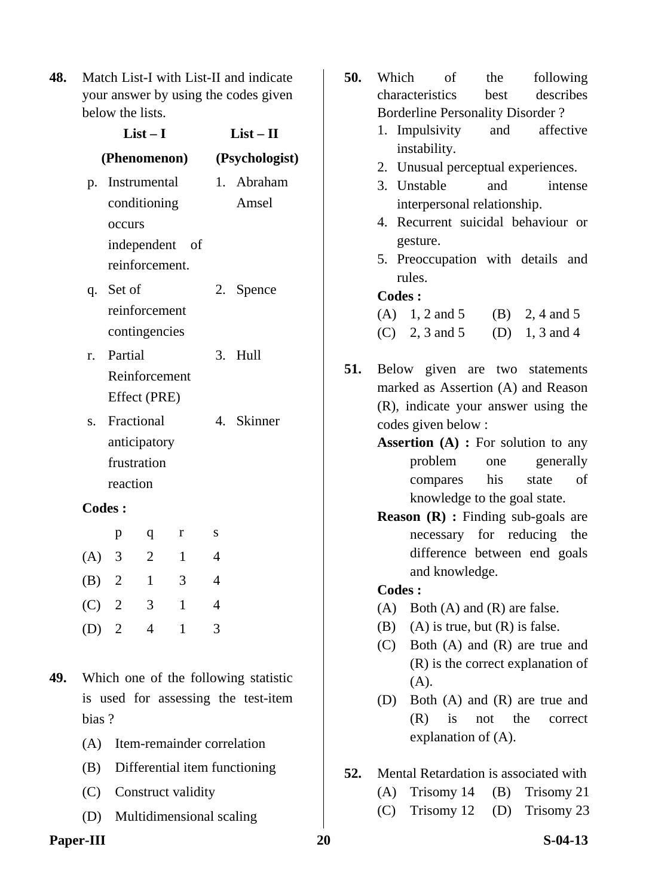**48.** Match List-I with List-II and indicate your answer by using the codes given below the lists.

| | List – I (Phenomenon) | | List – II (Psychologist) |
|---|---|---|---|
| p. | Instrumental conditioning occurs independent of reinforcement. | 1. | Abraham Amsel |
| q. | Set of reinforcement contingencies | 2. | Spence |
| r. | Partial Reinforcement Effect (PRE) | 3. | Hull |
| s. | Fractional anticipatory frustration reaction | 4. | Skinner |

**Codes :**

| | p | q | r | s |
|---|---|---|---|---|
| (A) | 3 | 2 | 1 | 4 |
| (B) | 2 | 1 | 3 | 4 |
| (C) | 2 | 3 | 1 | 4 |
| (D) | 2 | 4 | 1 | 3 |

**49.** Which one of the following statistic is used for assessing the test-item bias ?

(A) Item-remainder correlation

(B) Differential item functioning

(C) Construct validity

(D) Multidimensional scaling

**50.** Which of the following characteristics best describes Borderline Personality Disorder ?

1. Impulsivity and affective instability.
2. Unusual perceptual experiences.
3. Unstable and intense interpersonal relationship.
4. Recurrent suicidal behaviour or gesture.
5. Preoccupation with details and rules.

**Codes :**

(A) 1, 2 and 5 (B) 2, 4 and 5

(C) 2, 3 and 5 (D) 1, 3 and 4

**51.** Below given are two statements marked as Assertion (A) and Reason (R), indicate your answer using the codes given below :

**Assertion (A) :** For solution to any problem one generally compares his state of knowledge to the goal state.

**Reason (R) :** Finding sub-goals are necessary for reducing the difference between end goals and knowledge.

**Codes :**

(A) Both (A) and (R) are false.

(B) (A) is true, but (R) is false.

(C) Both (A) and (R) are true and (R) is the correct explanation of (A).

(D) Both (A) and (R) are true and (R) is not the correct explanation of (A).

**52.** Mental Retardation is associated with

(A) Trisomy 14 (B) Trisomy 21

(C) Trisomy 12 (D) Trisomy 23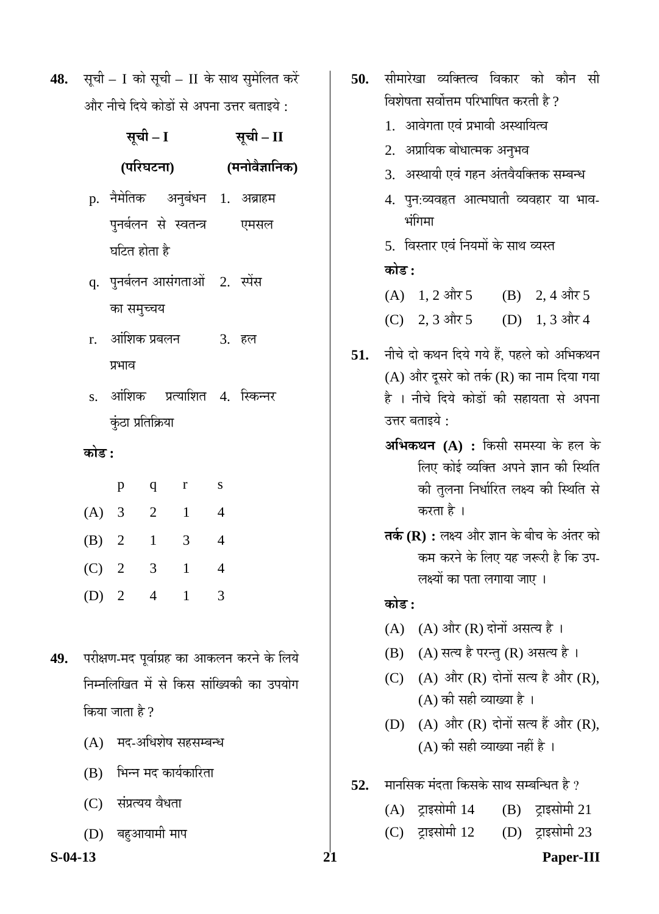**48.** सूची – I को सूची – II के साथ सुमेलित करें और नीचे दिये कोडों से अपना उत्तर बताइये :

| सूची – I (परिघटना) | सूची – II (मनोवैज्ञानिक) |
|---|---|
| p. नैमेतिक अनुबंधन पुनर्बलन से स्वतन्त्र घटित होता है | 1. अब्राहम एमसल |
| q. पुनर्बलन आसंगताओं का समुच्चय | 2. स्पेंस |
| r. आंशिक प्रबलन प्रभाव | 3. हल |
| s. आंशिक प्रत्याशित कुंठा प्रतिक्रिया | 4. स्किन्नर |

**कोड :**

| | p | q | r | s |
|---|---|---|---|---|
| (A) | 3 | 2 | 1 | 4 |
| (B) | 2 | 1 | 3 | 4 |
| (C) | 2 | 3 | 1 | 4 |
| (D) | 2 | 4 | 1 | 3 |

**49.** परीक्षण-मद पूर्वाग्रह का आकलन करने के लिये निम्नलिखित में से किस सांख्यिकी का उपयोग किया जाता है ?

(A) मद-अधिशेष सहसम्बन्ध

(B) भिन्न मद कार्यकारिता

(C) संप्रत्यय वैधता

(D) बहुआयामी माप

**50.** सीमारेखा व्यक्तित्व विकार को कौन सी विशेषता सर्वोत्तम परिभाषित करती है ?

1. आवेगता एवं प्रभावी अस्थायित्व
2. अप्रायिक बोधात्मक अनुभव
3. अस्थायी एवं गहन अंतवैयक्तिक सम्बन्ध
4. पुन:व्यवहृत आत्मघाती व्यवहार या भाव-भंगिमा
5. विस्तार एवं नियमों के साथ व्यस्त

**कोड :**

(A) 1, 2 और 5 (B) 2, 4 और 5

(C) 2, 3 और 5 (D) 1, 3 और 4

**51.** नीचे दो कथन दिये गये हैं, पहले को अभिकथन (A) और दूसरे को तर्क (R) का नाम दिया गया है । नीचे दिये कोडों की सहायता से अपना उत्तर बताइये :

**अभिकथन (A) :** किसी समस्या के हल के लिए कोई व्यक्ति अपने ज्ञान की स्थिति की तुलना निर्धारित लक्ष्य की स्थिति से करता है ।

**तर्क (R) :** लक्ष्य और ज्ञान के बीच के अंतर को कम करने के लिए यह जरूरी है कि उप-लक्ष्यों का पता लगाया जाए ।

**कोड :**

(A) (A) और (R) दोनों असत्य है ।

(B) (A) सत्य है परन्तु (R) असत्य है ।

(C) (A) और (R) दोनों सत्य है और (R), (A) की सही व्याख्या है ।

(D) (A) और (R) दोनों सत्य हैं और (R), (A) की सही व्याख्या नहीं है ।

**52.** मानसिक मंदता किसके साथ सम्बन्धित है ?

(A) ट्राइसोमी 14 (B) ट्राइसोमी 21

(C) ट्राइसोमी 12 (D) ट्राइसोमी 23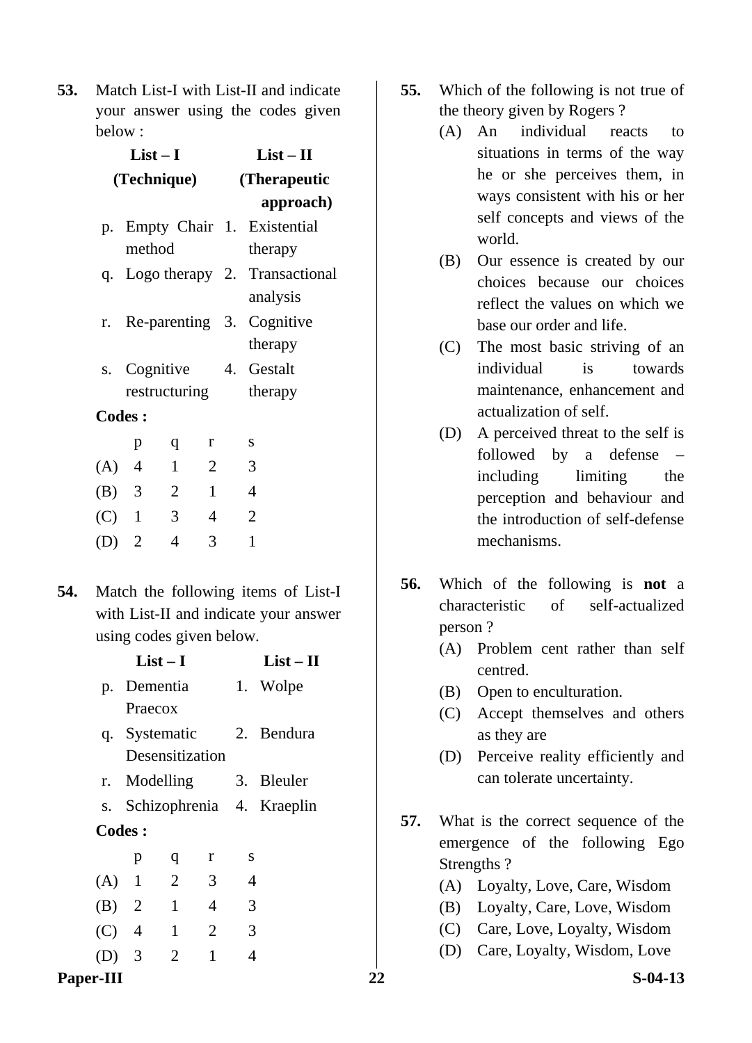**53.** Match List-I with List-II and indicate your answer using the codes given below :

| | List – I (Technique) | | List – II (Therapeutic approach) |
|---|---|---|---|
| p. | Empty Chair method | 1. | Existential therapy |
| q. | Logo therapy | 2. | Transactional analysis |
| r. | Re-parenting | 3. | Cognitive therapy |
| s. | Cognitive restructuring | 4. | Gestalt therapy |

**Codes :**

| | p | q | r | s |
|---|---|---|---|---|
| (A) | 4 | 1 | 2 | 3 |
| (B) | 3 | 2 | 1 | 4 |
| (C) | 1 | 3 | 4 | 2 |
| (D) | 2 | 4 | 3 | 1 |

**54.** Match the following items of List-I with List-II and indicate your answer using codes given below.

| | List – I | | List – II |
|---|---|---|---|
| p. | Dementia Praecox | 1. | Wolpe |
| q. | Systematic Desensitization | 2. | Bendura |
| r. | Modelling | 3. | Bleuler |
| s. | Schizophrenia | 4. | Kraeplin |

**Codes :**

| | p | q | r | s |
|---|---|---|---|---|
| (A) | 1 | 2 | 3 | 4 |
| (B) | 2 | 1 | 4 | 3 |
| (C) | 4 | 1 | 2 | 3 |
| (D) | 3 | 2 | 1 | 4 |

**55.** Which of the following is not true of the theory given by Rogers ?

(A) An individual reacts to situations in terms of the way he or she perceives them, in ways consistent with his or her self concepts and views of the world.

(B) Our essence is created by our choices because our choices reflect the values on which we base our order and life.

(C) The most basic striving of an individual is towards maintenance, enhancement and actualization of self.

(D) A perceived threat to the self is followed by a defense – including limiting the perception and behaviour and the introduction of self-defense mechanisms.

**56.** Which of the following is **not** a characteristic of self-actualized person ?

(A) Problem cent rather than self centred.

(B) Open to enculturation.

(C) Accept themselves and others as they are

(D) Perceive reality efficiently and can tolerate uncertainty.

**57.** What is the correct sequence of the emergence of the following Ego Strengths ?

(A) Loyalty, Love, Care, Wisdom

(B) Loyalty, Care, Love, Wisdom

(C) Care, Love, Loyalty, Wisdom

(D) Care, Loyalty, Wisdom, Love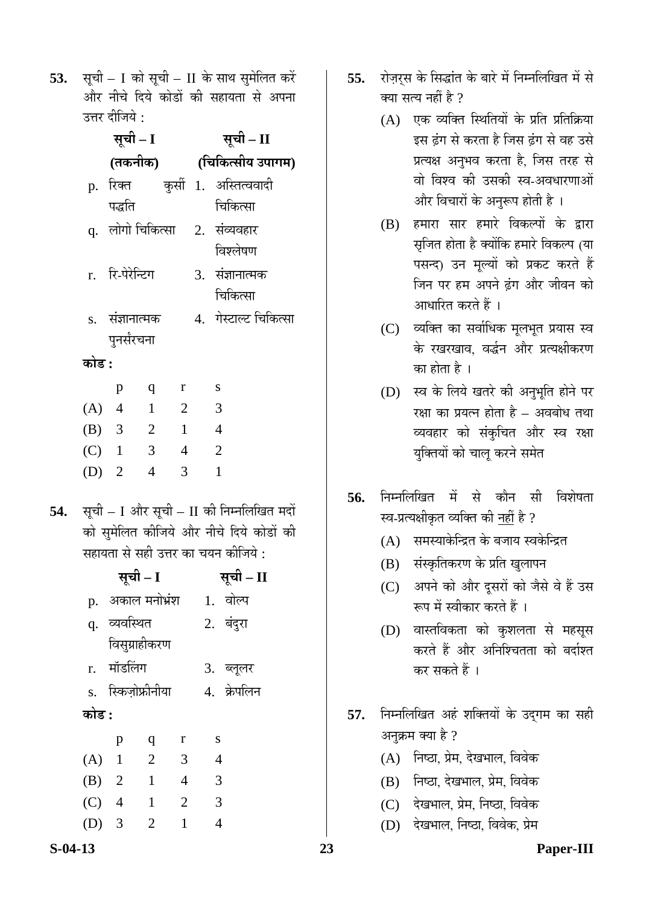**53.** सूची – I को सूची – II के साथ सुमेलित करें और नीचे दिये कोडों की सहायता से अपना उत्तर दीजिये :

| | सूची – I (तकनीक) | | सूची – II (चिकित्सीय उपागम) |
|---|---|---|---|
| p. | रिक्त कुर्सी पद्धति | 1. | अस्तित्ववादी चिकित्सा |
| q. | लोगो चिकित्सा | 2. | संव्यवहार विश्लेषण |
| r. | रि-पेरेन्टिग | 3. | संज्ञानात्मक चिकित्सा |
| s. | संज्ञानात्मक पुनर्संरचना | 4. | गेस्टाल्ट चिकित्सा |

**कोड :**

| | p | q | r | s |
|---|---|---|---|---|
| (A) | 4 | 1 | 2 | 3 |
| (B) | 3 | 2 | 1 | 4 |
| (C) | 1 | 3 | 4 | 2 |
| (D) | 2 | 4 | 3 | 1 |

**54.** सूची – I और सूची – II की निम्नलिखित मदों को सुमेलित कीजिये और नीचे दिये कोडों की सहायता से सही उत्तर का चयन कीजिये :

| | सूची – I | | सूची – II |
|---|---|---|---|
| p. | अकाल मनोभ्रंश | 1. | वोल्प |
| q. | व्यवस्थित विसुग्राहीकरण | 2. | बंदुरा |
| r. | मॉडलिंग | 3. | ब्लूलर |
| s. | स्किज़ोफ्रीनीया | 4. | क्रेपलिन |

**कोड :**

| | p | q | r | s |
|---|---|---|---|---|
| (A) | 1 | 2 | 3 | 4 |
| (B) | 2 | 1 | 4 | 3 |
| (C) | 4 | 1 | 2 | 3 |
| (D) | 3 | 2 | 1 | 4 |

**55.** रोज़र्स के सिद्धांत के बारे में निम्नलिखित में से क्या सत्य नहीं है ?

(A) एक व्यक्ति स्थितियों के प्रति प्रतिक्रिया इस ढंग से करता है जिस ढंग से वह उसे प्रत्यक्ष अनुभव करता है, जिस तरह से वो विश्व की उसकी स्व-अवधारणाओं और विचारों के अनुरूप होती है ।

(B) हमारा सार हमारे विकल्पों के द्वारा सृजित होता है क्योंकि हमारे विकल्प (या पसन्द) उन मूल्यों को प्रकट करते हैं जिन पर हम अपने ढंग और जीवन को आधारित करते हैं ।

(C) व्यक्ति का सर्वाधिक मूलभूत प्रयास स्व के रखरखाव, वर्द्धन और प्रत्यक्षीकरण का होता है ।

(D) स्व के लिये खतरे की अनुभूति होने पर रक्षा का प्रयत्न होता है – अवबोध तथा व्यवहार को संकुचित और स्व रक्षा युक्तियों को चालू करने समेत

**56.** निम्नलिखित में से कौन सी विशेषता स्व-प्रत्यक्षीकृत व्यक्ति की <u>नहीं</u> है ?

(A) समस्याकेन्द्रित के बजाय स्वकेन्द्रित

(B) संस्कृतिकरण के प्रति खुलापन

(C) अपने को और दूसरों को जैसे वे हैं उस रूप में स्वीकार करते हैं ।

(D) वास्तविकता को कुशलता से महसूस करते हैं और अनिश्चितता को बर्दाश्त कर सकते हैं ।

**57.** निम्नलिखित अहं शक्तियों के उद्गम का सही अनुक्रम क्या है ?

(A) निष्ठा, प्रेम, देखभाल, विवेक

(B) निष्ठा, देखभाल, प्रेम, विवेक

(C) देखभाल, प्रेम, निष्ठा, विवेक

(D) देखभाल, निष्ठा, विवेक, प्रेम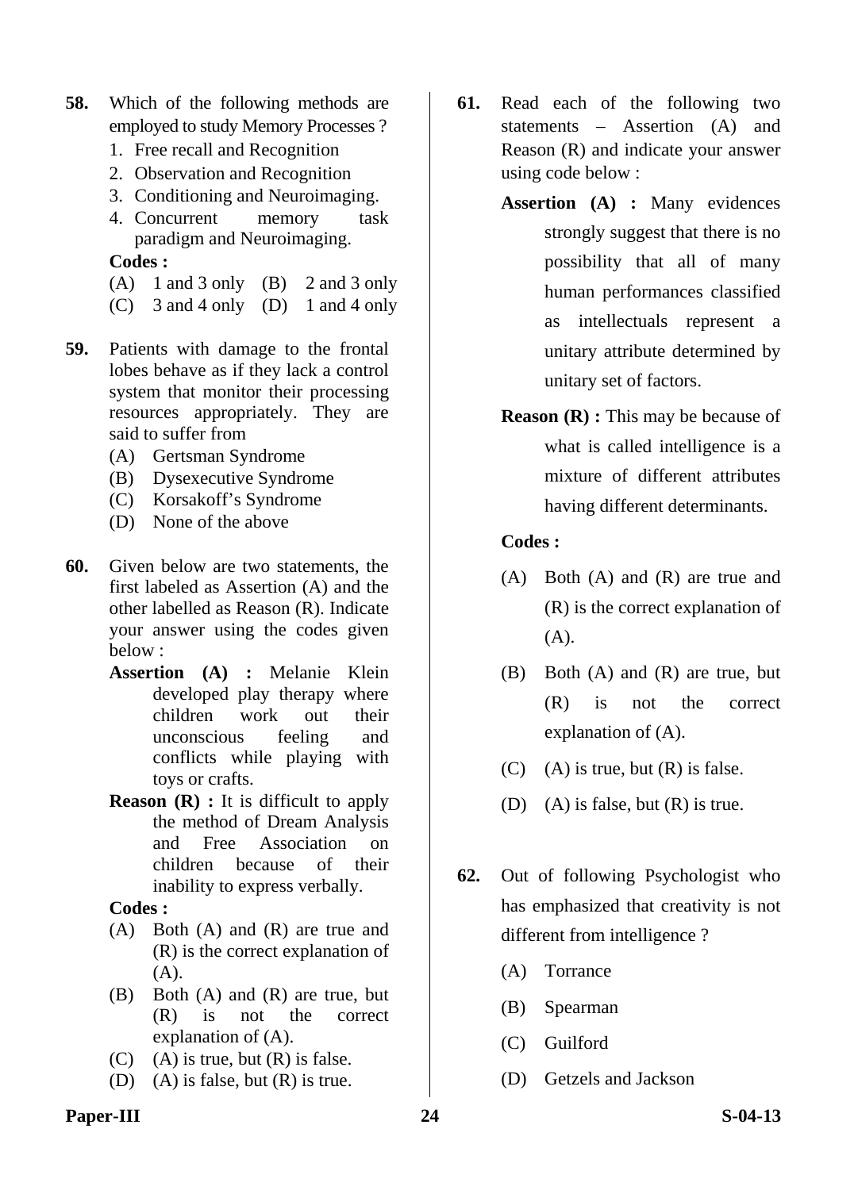**58.** Which of the following methods are employed to study Memory Processes ?

1. Free recall and Recognition
2. Observation and Recognition
3. Conditioning and Neuroimaging.
4. Concurrent memory task paradigm and Neuroimaging.

**Codes :**

(A) 1 and 3 only (B) 2 and 3 only

(C) 3 and 4 only (D) 1 and 4 only

**59.** Patients with damage to the frontal lobes behave as if they lack a control system that monitor their processing resources appropriately. They are said to suffer from

(A) Gertsman Syndrome

(B) Dysexecutive Syndrome

(C) Korsakoff's Syndrome

(D) None of the above

**60.** Given below are two statements, the first labeled as Assertion (A) and the other labelled as Reason (R). Indicate your answer using the codes given below :

**Assertion (A) :** Melanie Klein developed play therapy where children work out their unconscious feeling and conflicts while playing with toys or crafts.

**Reason (R) :** It is difficult to apply the method of Dream Analysis and Free Association on children because of their inability to express verbally.

**Codes :**

(A) Both (A) and (R) are true and (R) is the correct explanation of (A).

(B) Both (A) and (R) are true, but (R) is not the correct explanation of (A).

(C) (A) is true, but (R) is false.

(D) (A) is false, but (R) is true.

**61.** Read each of the following two statements – Assertion (A) and Reason (R) and indicate your answer using code below :

**Assertion (A) :** Many evidences strongly suggest that there is no possibility that all of many human performances classified as intellectuals represent a unitary attribute determined by unitary set of factors.

**Reason (R) :** This may be because of what is called intelligence is a mixture of different attributes having different determinants.

**Codes :**

(A) Both (A) and (R) are true and (R) is the correct explanation of (A).

(B) Both (A) and (R) are true, but (R) is not the correct explanation of (A).

(C) (A) is true, but (R) is false.

(D) (A) is false, but (R) is true.

**62.** Out of following Psychologist who has emphasized that creativity is not different from intelligence ?

(A) Torrance

(B) Spearman

(C) Guilford

(D) Getzels and Jackson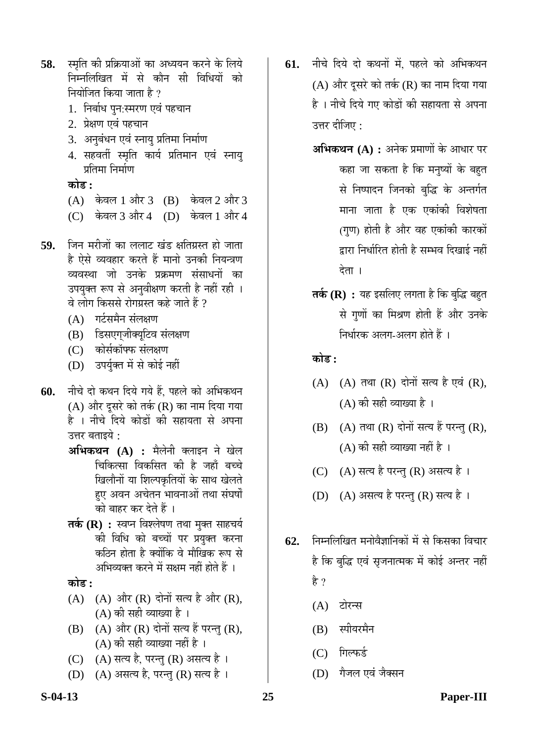**58.** स्मृति की प्रक्रियाओं का अध्ययन करने के लिये निम्नलिखित में से कौन सी विधियों को नियोजित किया जाता है ?

1. निर्बाध पुन:स्मरण एवं पहचान
2. प्रेक्षण एवं पहचान
3. अनुबंधन एवं स्नायु प्रतिमा निर्माण
4. सहवर्ती स्मृति कार्य प्रतिमान एवं स्नायु प्रतिमा निर्माण

**कोड :**

(A) केवल 1 और 3 (B) केवल 2 और 3
(C) केवल 3 और 4 (D) केवल 1 और 4

**59.** जिन मरीजों का ललाट खंड क्षतिग्रस्त हो जाता है ऐसे व्यवहार करते हैं मानो उनकी नियन्त्रण व्यवस्था जो उनके प्रक्रमण संसाधनों का उपयुक्त रूप से अनुवीक्षण करती है नहीं रही । वे लोग किससे रोगग्रस्त कहे जाते हैं ?

(A) गर्टसमैन संलक्षण
(B) डिसएग्जीक्यूटिव संलक्षण
(C) कोर्सकॉफ्फ संलक्षण
(D) उपर्युक्त में से कोई नहीं

**60.** नीचे दो कथन दिये गये हैं, पहले को अभिकथन (A) और दूसरे को तर्क (R) का नाम दिया गया है । नीचे दिये कोडों की सहायता से अपना उत्तर बताइये :

**अभिकथन (A) :** मैलेनी क्लाइन ने खेल चिकित्सा विकसित की है जहाँ बच्चे खिलौनों या शिल्पकृतियों के साथ खेलते हुए अवन अचेतन भावनाओं तथा संघर्षों को बाहर कर देते हैं ।

**तर्क (R) :** स्वप्न विश्लेषण तथा मुक्त साहचर्य की विधि को बच्चों पर प्रयुक्त करना कठिन होता है क्योंकि वे मौखिक रूप से अभिव्यक्त करने में सक्षम नहीं होते हैं ।

**कोड :**

(A) (A) और (R) दोनों सत्य है और (R), (A) की सही व्याख्या है ।
(B) (A) और (R) दोनों सत्य हैं परन्तु (R), (A) की सही व्याख्या नहीं है ।
(C) (A) सत्य है, परन्तु (R) असत्य है ।
(D) (A) असत्य है, परन्तु (R) सत्य है ।

**61.** नीचे दिये दो कथनों में, पहले को अभिकथन (A) और दूसरे को तर्क (R) का नाम दिया गया है । नीचे दिये गए कोडों की सहायता से अपना उत्तर दीजिए :

**अभिकथन (A) :** अनेक प्रमाणों के आधार पर कहा जा सकता है कि मनुष्यों के बहुत से निष्पादन जिनको बुद्धि के अन्तर्गत माना जाता है एक एकांकी विशेषता (गुण) होती है और वह एकांकी कारकों द्वारा निर्धारित होती है सम्भव दिखाई नहीं देता ।

**तर्क (R) :** यह इसलिए लगता है कि बुद्धि बहुत से गुणों का मिश्रण होती हैं और उनके निर्धारक अलग-अलग होते हैं ।

**कोड :**

(A) (A) तथा (R) दोनों सत्य है एवं (R), (A) की सही व्याख्या है ।
(B) (A) तथा (R) दोनों सत्य हैं परन्तु (R), (A) की सही व्याख्या नहीं है ।
(C) (A) सत्य है परन्तु (R) असत्य है ।
(D) (A) असत्य है परन्तु (R) सत्य है ।

**62.** निम्नलिखित मनोवैज्ञानिकों में से किसका विचार है कि बुद्धि एवं सृजनात्मक में कोई अन्तर नहीं है ?

(A) टोरन्स
(B) स्पीयरमैन
(C) गिल्फर्ड
(D) गैजल एवं जैक्सन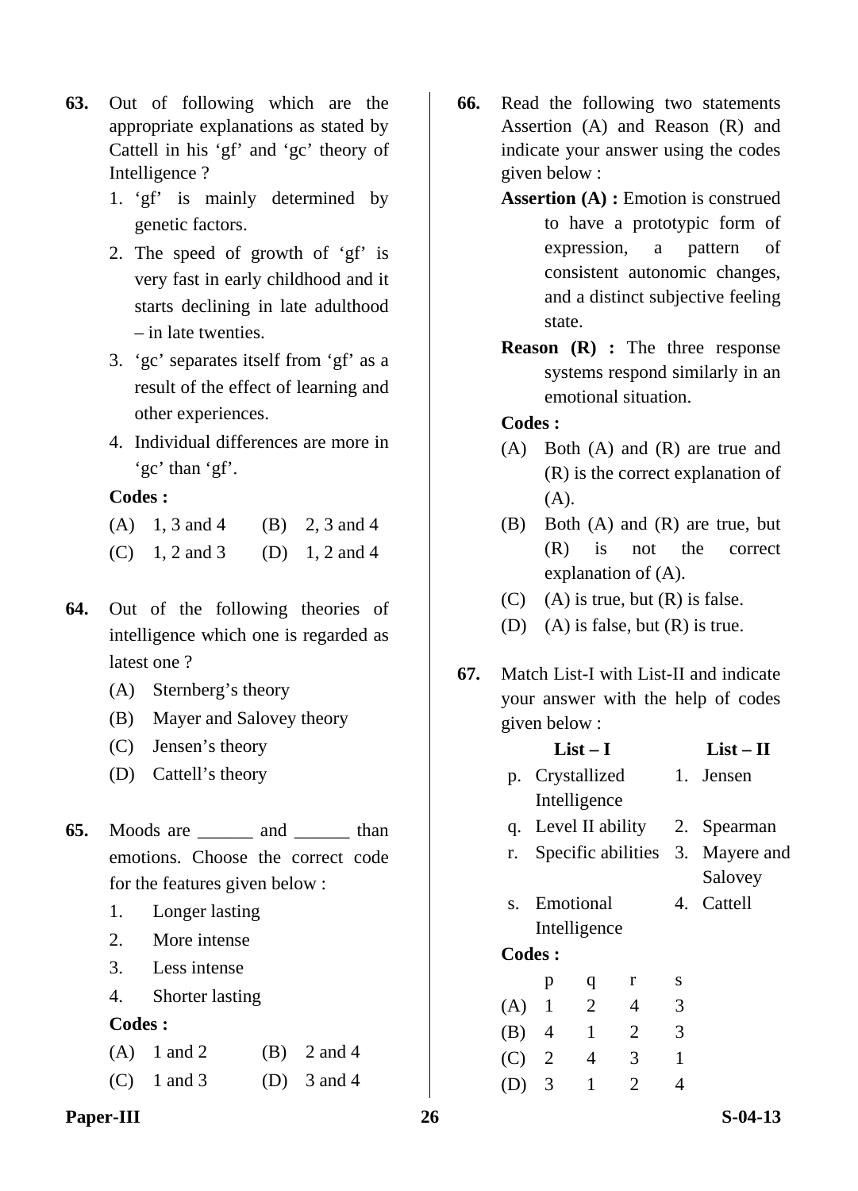**63.** Out of following which are the appropriate explanations as stated by Cattell in his 'gf' and 'gc' theory of Intelligence ?

1. 'gf' is mainly determined by genetic factors.
2. The speed of growth of 'gf' is very fast in early childhood and it starts declining in late adulthood – in late twenties.
3. 'gc' separates itself from 'gf' as a result of the effect of learning and other experiences.
4. Individual differences are more in 'gc' than 'gf'.

**Codes :**

(A) 1, 3 and 4 (B) 2, 3 and 4

(C) 1, 2 and 3 (D) 1, 2 and 4

**64.** Out of the following theories of intelligence which one is regarded as latest one ?

(A) Sternberg's theory

(B) Mayer and Salovey theory

(C) Jensen's theory

(D) Cattell's theory

**65.** Moods are ______ and ______ than emotions. Choose the correct code for the features given below :

1. Longer lasting
2. More intense
3. Less intense
4. Shorter lasting

**Codes :**

(A) 1 and 2 (B) 2 and 4

(C) 1 and 3 (D) 3 and 4

**66.** Read the following two statements Assertion (A) and Reason (R) and indicate your answer using the codes given below :

**Assertion (A) :** Emotion is construed to have a prototypic form of expression, a pattern of consistent autonomic changes, and a distinct subjective feeling state.

**Reason (R) :** The three response systems respond similarly in an emotional situation.

**Codes :**

(A) Both (A) and (R) are true and (R) is the correct explanation of (A).

(B) Both (A) and (R) are true, but (R) is not the correct explanation of (A).

(C) (A) is true, but (R) is false.

(D) (A) is false, but (R) is true.

**67.** Match List-I with List-II and indicate your answer with the help of codes given below :

| | List – I | | List – II |
|---|---|---|---|
| p. | Crystallized Intelligence | 1. | Jensen |
| q. | Level II ability | 2. | Spearman |
| r. | Specific abilities | 3. | Mayere and Salovey |
| s. | Emotional Intelligence | 4. | Cattell |

**Codes :**

| | p | q | r | s |
|---|---|---|---|---|
| (A) | 1 | 2 | 4 | 3 |
| (B) | 4 | 1 | 2 | 3 |
| (C) | 2 | 4 | 3 | 1 |
| (D) | 3 | 1 | 2 | 4 |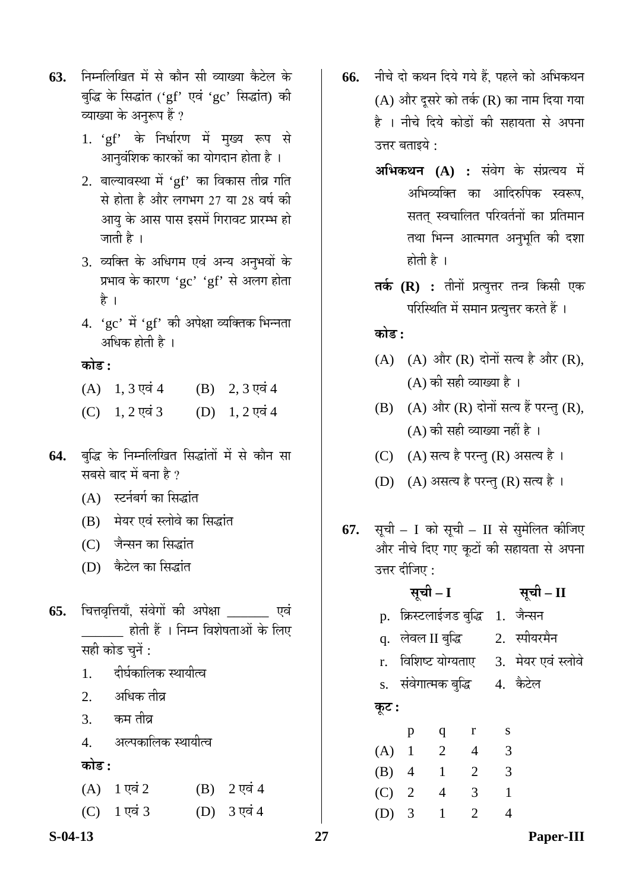**63.** निम्नलिखित में से कौन सी व्याख्या कैटेल के बुद्धि के सिद्धांत ('gf' एवं 'gc' सिद्धांत) की व्याख्या के अनुरूप हैं ?

1. 'gf' के निर्धारण में मुख्य रूप से आनुवंशिक कारकों का योगदान होता है ।
2. बाल्यावस्था में 'gf' का विकास तीव्र गति से होता है और लगभग 27 या 28 वर्ष की आयु के आस पास इसमें गिरावट प्रारम्भ हो जाती है ।
3. व्यक्ति के अधिगम एवं अन्य अनुभवों के प्रभाव के कारण 'gc' 'gf' से अलग होता है ।
4. 'gc' में 'gf' की अपेक्षा व्यक्तिक भिन्नता अधिक होती है ।

**कोड :**

(A) 1, 3 एवं 4 (B) 2, 3 एवं 4
(C) 1, 2 एवं 3 (D) 1, 2 एवं 4

**64.** बुद्धि के निम्नलिखित सिद्धांतों में से कौन सा सबसे बाद में बना है ?

(A) स्टर्नबर्ग का सिद्धांत
(B) मेयर एवं स्लोवे का सिद्धांत
(C) जैन्सन का सिद्धांत
(D) कैटेल का सिद्धांत

**65.** चित्तवृत्तियाँ, संवेगों की अपेक्षा _______ एवं _______ होती हैं । निम्न विशेषताओं के लिए सही कोड चुनें :

1. दीर्घकालिक स्थायीत्व
2. अधिक तीव्र
3. कम तीव्र
4. अल्पकालिक स्थायीत्व

**कोड :**

(A) 1 एवं 2 (B) 2 एवं 4
(C) 1 एवं 3 (D) 3 एवं 4

**66.** नीचे दो कथन दिये गये हैं, पहले को अभिकथन (A) और दूसरे को तर्क (R) का नाम दिया गया है । नीचे दिये कोडों की सहायता से अपना उत्तर बताइये :

**अभिकथन (A) :** संवेग के संप्रत्यय में अभिव्यक्ति का आदिरुपिक स्वरूप, सतत् स्वचालित परिवर्तनों का प्रतिमान तथा भिन्न आत्मगत अनुभूति की दशा होती है ।

**तर्क (R) :** तीनों प्रत्युत्तर तन्त्र किसी एक परिस्थिति में समान प्रत्युत्तर करते हैं ।

**कोड :**

(A) (A) और (R) दोनों सत्य है और (R), (A) की सही व्याख्या है ।
(B) (A) और (R) दोनों सत्य हैं परन्तु (R), (A) की सही व्याख्या नहीं है ।
(C) (A) सत्य है परन्तु (R) असत्य है ।
(D) (A) असत्य है परन्तु (R) सत्य है ।

**67.** सूची – I को सूची – II से सुमेलित कीजिए और नीचे दिए गए कूटों की सहायता से अपना उत्तर दीजिए :

| | सूची – I | | सूची – II |
|---|---|---|---|
| p. | क्रिस्टलाईजड बुद्धि | 1. | जैन्सन |
| q. | लेवल II बुद्धि | 2. | स्पीयरमैन |
| r. | विशिष्ट योग्यताए | 3. | मेयर एवं स्लोवे |
| s. | संवेगात्मक बुद्धि | 4. | कैटेल |

**कूट :**

| | p | q | r | s |
|---|---|---|---|---|
| (A) | 1 | 2 | 4 | 3 |
| (B) | 4 | 1 | 2 | 3 |
| (C) | 2 | 4 | 3 | 1 |
| (D) | 3 | 1 | 2 | 4 |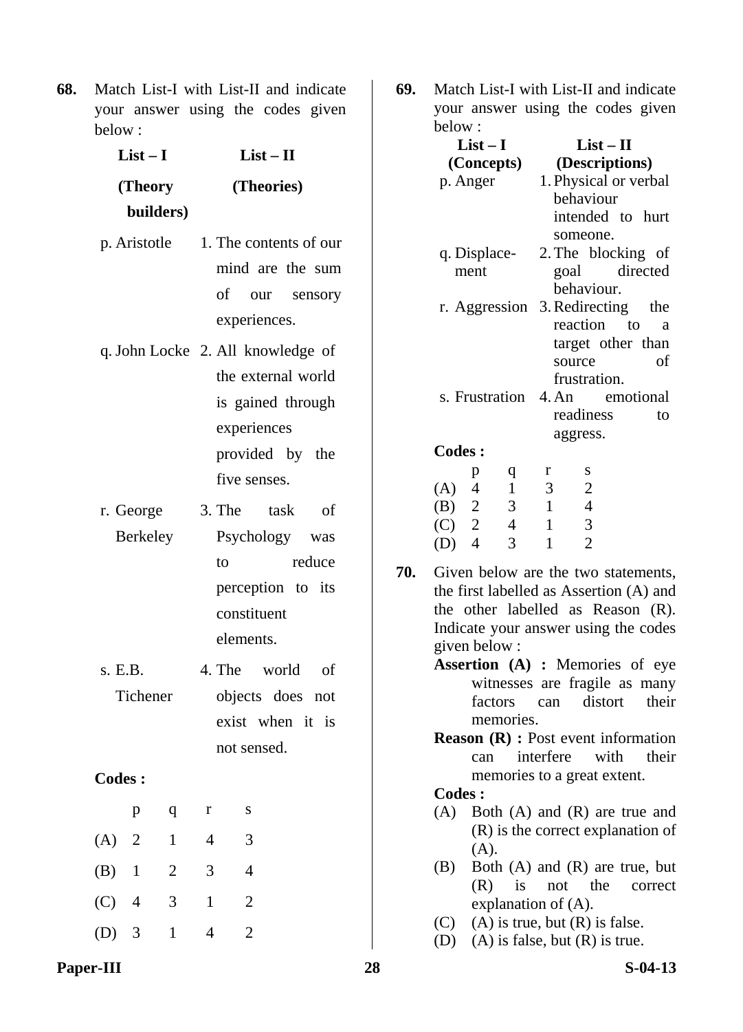**68.** Match List-I with List-II and indicate your answer using the codes given below :

| List – I (Theory builders) | List – II (Theories) |
|---|---|
| p. Aristotle | 1. The contents of our mind are the sum of our sensory experiences. |
| q. John Locke | 2. All knowledge of the external world is gained through experiences provided by the five senses. |
| r. George Berkeley | 3. The task of Psychology was to reduce perception to its constituent elements. |
| s. E.B. Tichener | 4. The world of objects does not exist when it is not sensed. |

**Codes :**

| | p | q | r | s |
|---|---|---|---|---|
| (A) | 2 | 1 | 4 | 3 |
| (B) | 1 | 2 | 3 | 4 |
| (C) | 4 | 3 | 1 | 2 |
| (D) | 3 | 1 | 4 | 2 |

**69.** Match List-I with List-II and indicate your answer using the codes given below :

| List – I (Concepts) | List – II (Descriptions) |
|---|---|
| p. Anger | 1. Physical or verbal behaviour intended to hurt someone. |
| q. Displacement | 2. The blocking of goal directed behaviour. |
| r. Aggression | 3. Redirecting the reaction to a target other than source of frustration. |
| s. Frustration | 4. An emotional readiness to aggress. |

**Codes :**

| | p | q | r | s |
|---|---|---|---|---|
| (A) | 4 | 1 | 3 | 2 |
| (B) | 2 | 3 | 1 | 4 |
| (C) | 2 | 4 | 1 | 3 |
| (D) | 4 | 3 | 1 | 2 |

**70.** Given below are the two statements, the first labelled as Assertion (A) and the other labelled as Reason (R). Indicate your answer using the codes given below :

**Assertion (A) :** Memories of eye witnesses are fragile as many factors can distort their memories.

**Reason (R) :** Post event information can interfere with their memories to a great extent.

**Codes :**

(A) Both (A) and (R) are true and (R) is the correct explanation of (A).

(B) Both (A) and (R) are true, but (R) is not the correct explanation of (A).

(C) (A) is true, but (R) is false.

(D) (A) is false, but (R) is true.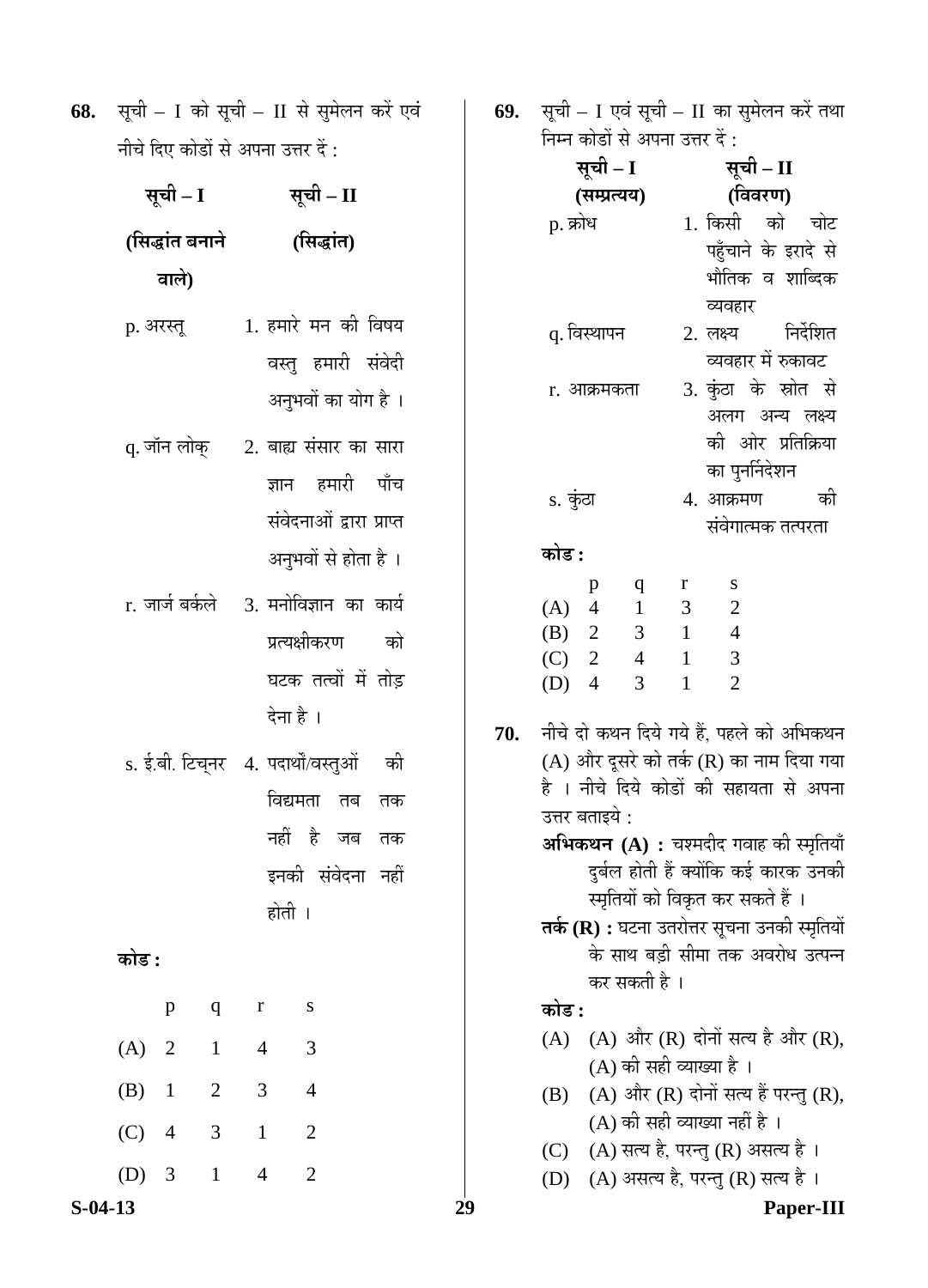**68.** सूची – I को सूची – II से सुमेलन करें एवं नीचे दिए कोडों से अपना उत्तर दें :

| सूची – I (सिद्धांत बनाने वाले) | सूची – II (सिद्धांत) |
|---|---|
| p. अरस्तू | 1. हमारे मन की विषय वस्तु हमारी संवेदी अनुभवों का योग है । |
| q. जॉन लोक् | 2. बाह्य संसार का सारा ज्ञान हमारी पाँच संवेदनाओं द्वारा प्राप्त अनुभवों से होता है । |
| r. जार्ज बर्कले | 3. मनोविज्ञान का कार्य प्रत्यक्षीकरण को घटक तत्वों में तोड़ देना है । |
| s. ई.बी. टिच्नर | 4. पदार्थों/वस्तुओं की विद्यमता तब तक नहीं है जब तक इनकी संवेदना नहीं होती । |

**कोड :**

| | p | q | r | s |
|---|---|---|---|---|
| (A) | 2 | 1 | 4 | 3 |
| (B) | 1 | 2 | 3 | 4 |
| (C) | 4 | 3 | 1 | 2 |
| (D) | 3 | 1 | 4 | 2 |

**69.** सूची – I एवं सूची – II का सुमेलन करें तथा निम्न कोडों से अपना उत्तर दें :

| सूची – I (सम्प्रत्यय) | सूची – II (विवरण) |
|---|---|
| p. क्रोध | 1. किसी को चोट पहुँचाने के इरादे से भौतिक व शाब्दिक व्यवहार |
| q. विस्थापन | 2. लक्ष्य निर्देशित व्यवहार में रुकावट |
| r. आक्रमकता | 3. कुंठा के स्रोत से अलग अन्य लक्ष्य की ओर प्रतिक्रिया का पुनर्निदेशन |
| s. कुंठा | 4. आक्रमण की संवेगात्मक तत्परता |

**कोड :**

| | p | q | r | s |
|---|---|---|---|---|
| (A) | 4 | 1 | 3 | 2 |
| (B) | 2 | 3 | 1 | 4 |
| (C) | 2 | 4 | 1 | 3 |
| (D) | 4 | 3 | 1 | 2 |

**70.** नीचे दो कथन दिये गये हैं, पहले को अभिकथन (A) और दूसरे को तर्क (R) का नाम दिया गया है । नीचे दिये कोडों की सहायता से अपना उत्तर बताइये :

**अभिकथन (A) :** चश्मदीद गवाह की स्मृतियाँ दुर्बल होती हैं क्योंकि कई कारक उनकी स्मृतियों को विकृत कर सकते हैं ।

**तर्क (R) :** घटना उतरोत्तर सूचना उनकी स्मृतियों के साथ बड़ी सीमा तक अवरोध उत्पन्न कर सकती है ।

**कोड :**

(A) (A) और (R) दोनों सत्य है और (R), (A) की सही व्याख्या है ।

(B) (A) और (R) दोनों सत्य हैं परन्तु (R), (A) की सही व्याख्या नहीं है ।

(C) (A) सत्य है, परन्तु (R) असत्य है ।

(D) (A) असत्य है, परन्तु (R) सत्य है ।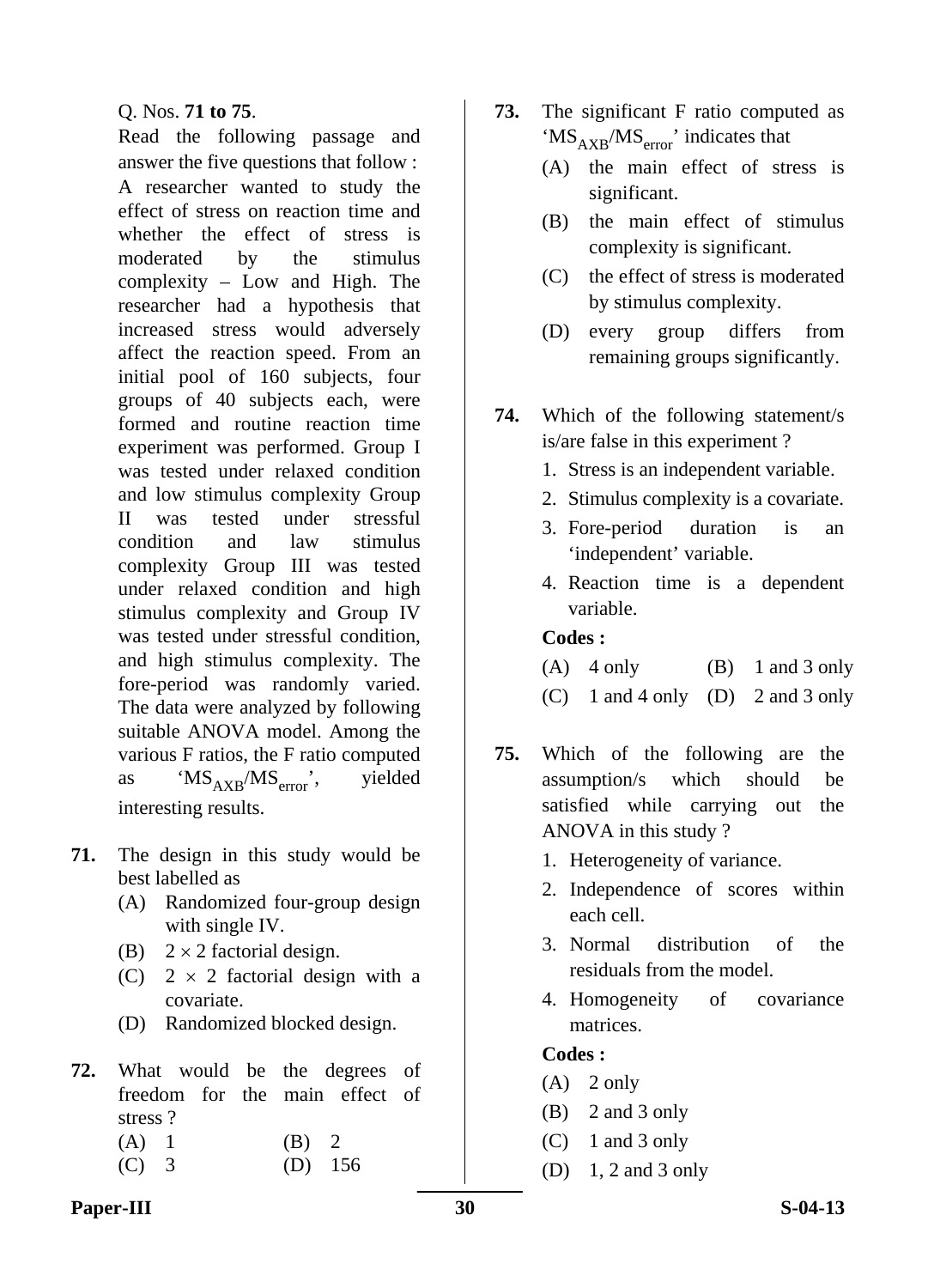Q. Nos. **71 to 75**.

Read the following passage and answer the five questions that follow :

A researcher wanted to study the effect of stress on reaction time and whether the effect of stress is moderated by the stimulus complexity – Low and High. The researcher had a hypothesis that increased stress would adversely affect the reaction speed. From an initial pool of 160 subjects, four groups of 40 subjects each, were formed and routine reaction time experiment was performed. Group I was tested under relaxed condition and low stimulus complexity Group II was tested under stressful condition and law stimulus complexity Group III was tested under relaxed condition and high stimulus complexity and Group IV was tested under stressful condition, and high stimulus complexity. The fore-period was randomly varied. The data were analyzed by following suitable ANOVA model. Among the various F ratios, the F ratio computed as '$MS_{AXB}/MS_{error}$', yielded interesting results.

**71.** The design in this study would be best labelled as

(A) Randomized four-group design with single IV.

(B) $2 \times 2$ factorial design.

(C) $2 \times 2$ factorial design with a covariate.

(D) Randomized blocked design.

**72.** What would be the degrees of freedom for the main effect of stress ?

(A) 1

(B) 2

(C) 3

(D) 156

**73.** The significant F ratio computed as '$MS_{AXB}/MS_{error}$' indicates that

(A) the main effect of stress is significant.

(B) the main effect of stimulus complexity is significant.

(C) the effect of stress is moderated by stimulus complexity.

(D) every group differs from remaining groups significantly.

**74.** Which of the following statement/s is/are false in this experiment ?

1. Stress is an independent variable.
2. Stimulus complexity is a covariate.
3. Fore-period duration is an 'independent' variable.
4. Reaction time is a dependent variable.

**Codes :**

(A) 4 only

(B) 1 and 3 only

(C) 1 and 4 only

(D) 2 and 3 only

**75.** Which of the following are the assumption/s which should be satisfied while carrying out the ANOVA in this study ?

1. Heterogeneity of variance.
2. Independence of scores within each cell.
3. Normal distribution of the residuals from the model.
4. Homogeneity of covariance matrices.

**Codes :**

(A) 2 only

(B) 2 and 3 only

(C) 1 and 3 only

(D) 1, 2 and 3 only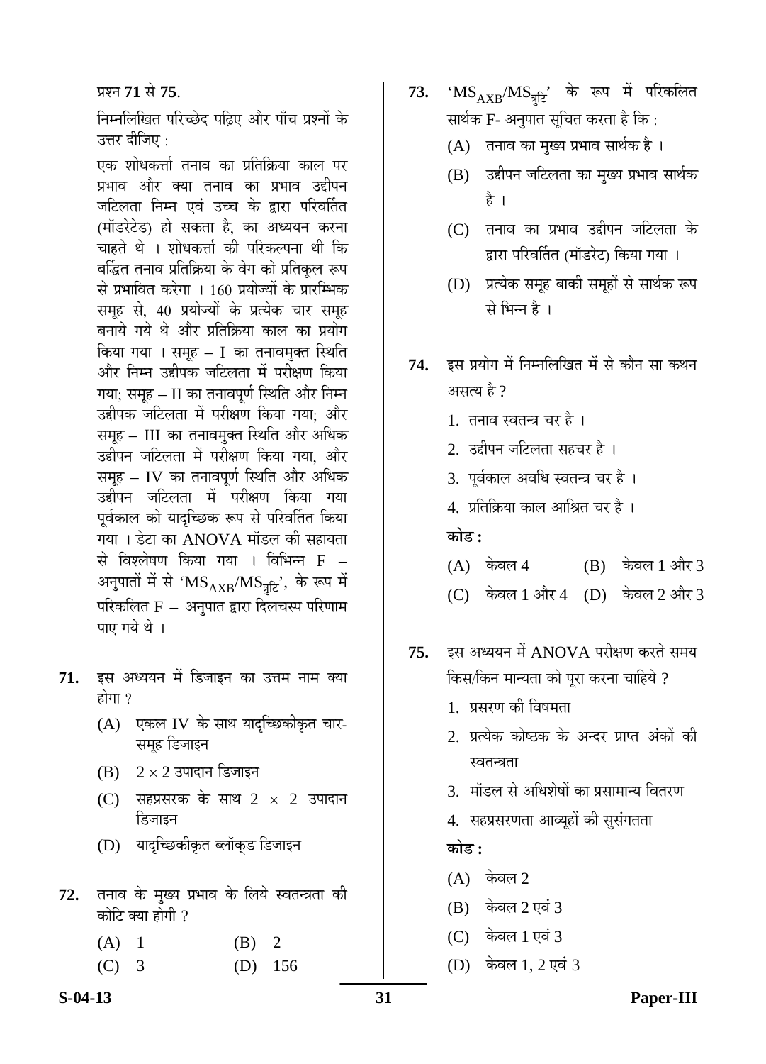प्रश्न **71** से **75**.

निम्नलिखित परिच्छेद पढ़िए और पाँच प्रश्नों के उत्तर दीजिए :

एक शोधकर्त्ता तनाव का प्रतिक्रिया काल पर प्रभाव और क्या तनाव का प्रभाव उद्दीपन जटिलता निम्न एवं उच्च के द्वारा परिवर्तित (मॉडरेटेड) हो सकता है, का अध्ययन करना चाहते थे । शोधकर्त्ता की परिकल्पना थी कि बर्द्धित तनाव प्रतिक्रिया के वेग को प्रतिकूल रूप से प्रभावित करेगा । 160 प्रयोज्यों के प्रारम्भिक समूह से, 40 प्रयोज्यों के प्रत्येक चार समूह बनाये गये थे और प्रतिक्रिया काल का प्रयोग किया गया । समूह – I का तनावमुक्त स्थिति और निम्न उद्दीपक जटिलता में परीक्षण किया गया; समूह – II का तनावपूर्ण स्थिति और निम्न उद्दीपक जटिलता में परीक्षण किया गया; और समूह – III का तनावमुक्त स्थिति और अधिक उद्दीपन जटिलता में परीक्षण किया गया, और समूह – IV का तनावपूर्ण स्थिति और अधिक उद्दीपन जटिलता में परीक्षण किया गया पूर्वकाल को यादृच्छिक रूप से परिवर्तित किया गया । डेटा का ANOVA मॉडल की सहायता से विश्लेषण किया गया । विभिन्न F – अनुपातों में से '$MS_{AXB}/MS_{त्रुटि}$', के रूप में परिकलित F – अनुपात द्वारा दिलचस्प परिणाम पाए गये थे ।

**71.** इस अध्ययन में डिजाइन का उत्तम नाम क्या होगा ?

(A) एकल IV के साथ यादृच्छिकीकृत चार-समूह डिजाइन

(B) $2 \times 2$ उपादान डिजाइन

(C) सहप्रसरक के साथ $2 \times 2$ उपादान डिजाइन

(D) यादृच्छिकीकृत ब्लॉक्ड डिजाइन

**72.** तनाव के मुख्य प्रभाव के लिये स्वतन्त्रता की कोटि क्या होगी ?

(A) 1 (B) 2

(C) 3 (D) 156

**73.** '$MS_{AXB}/MS_{त्रुटि}$' के रूप में परिकलित सार्थक F- अनुपात सूचित करता है कि :

(A) तनाव का मुख्य प्रभाव सार्थक है ।

(B) उद्दीपन जटिलता का मुख्य प्रभाव सार्थक है ।

(C) तनाव का प्रभाव उद्दीपन जटिलता के द्वारा परिवर्तित (मॉडरेट) किया गया ।

(D) प्रत्येक समूह बाकी समूहों से सार्थक रूप से भिन्न है ।

**74.** इस प्रयोग में निम्नलिखित में से कौन सा कथन असत्य है ?

1. तनाव स्वतन्त्र चर है ।
2. उद्दीपन जटिलता सहचर है ।
3. पूर्वकाल अवधि स्वतन्त्र चर है ।
4. प्रतिक्रिया काल आश्रित चर है ।

**कोड :**

(A) केवल 4 (B) केवल 1 और 3

(C) केवल 1 और 4 (D) केवल 2 और 3

**75.** इस अध्ययन में ANOVA परीक्षण करते समय किस/किन मान्यता को पूरा करना चाहिये ?

1. प्रसरण की विषमता
2. प्रत्येक कोष्ठक के अन्दर प्राप्त अंकों की स्वतन्त्रता
3. मॉडल से अधिशेषों का प्रसामान्य वितरण
4. सहप्रसरणता आव्यूहों की सुसंगतता

**कोड :**

(A) केवल 2

(B) केवल 2 एवं 3

(C) केवल 1 एवं 3

(D) केवल 1, 2 एवं 3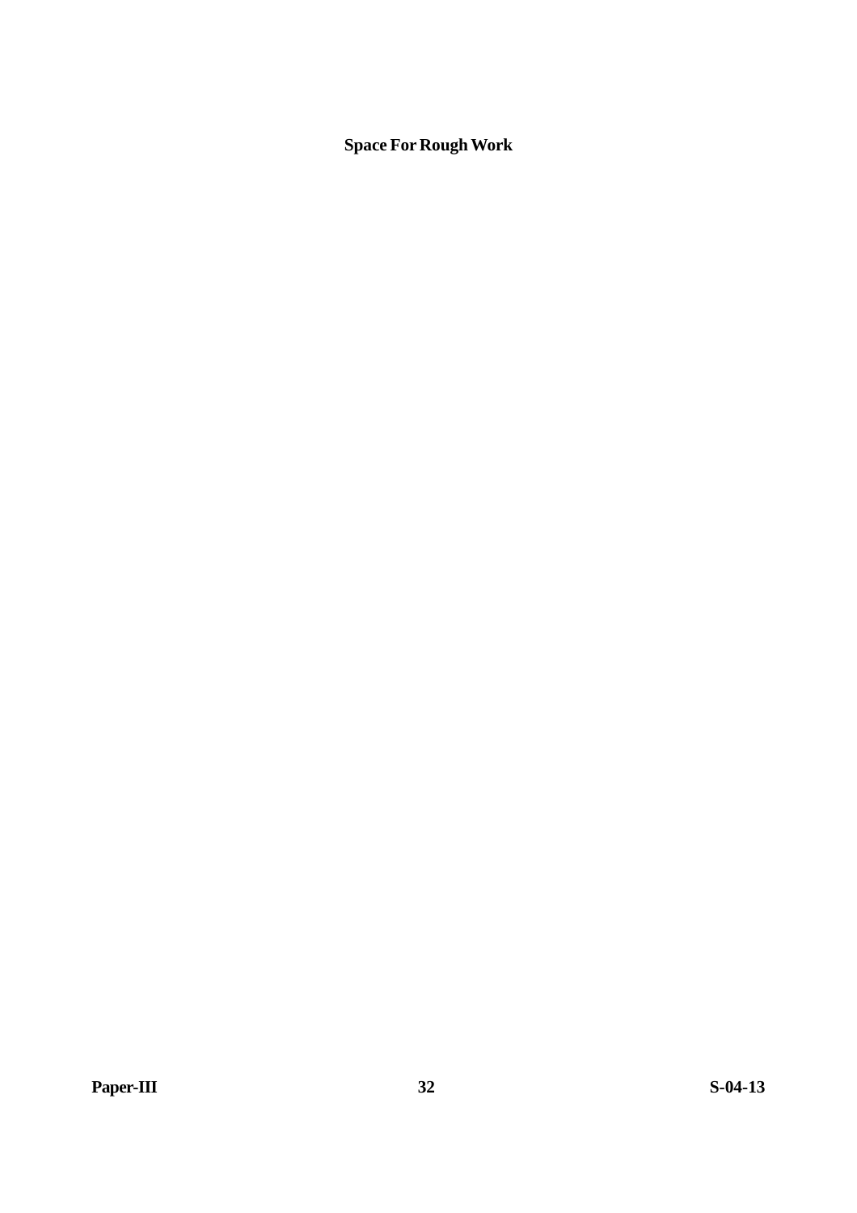**Space For Rough Work**